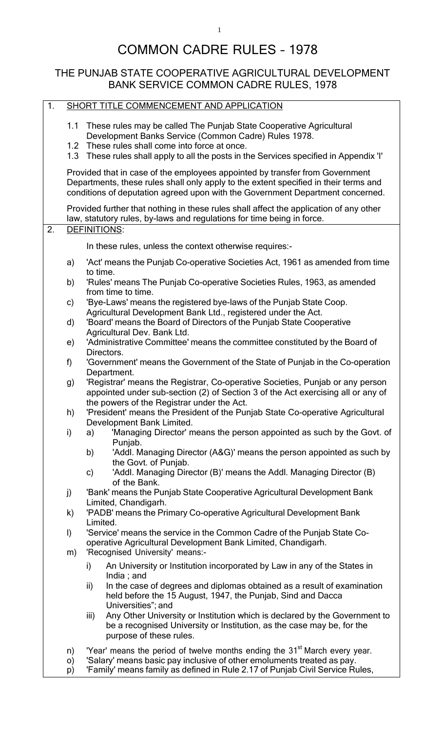# COMMON CADRE RULES - 1978

## THE PUNJAB STATE COOPERATIVE AGRICULTURAL DEVELOPMENT BANK SERVICE COMMON CADRE RULES, 1978

### 1. SHORT TITLE COMMENCEMENT AND APPLICATION

1.1 These rules may be called The Punjab State Cooperative Agricultural Development Banks Service (Common Cadre) Rules 1978.

1.2 These rules shall come into force at once.

1.3 These rules shall apply to all the posts in the Services specified in Appendix 'I'

Provided that in case of the employees appointed by transfer from Government Departments, these rules shall only apply to the extent specified in their terms and conditions of deputation agreed upon with the Government Department concerned.

Provided further that nothing in these rules shall affect the application of any other law, statutory rules, by-laws and regulations for time being in force.

### 2. DEFINITIONS:

In these rules, unless the context otherwise requires:-

a) 'Act' means the Punjab Co-operative Societies Act, 1961 as amended from time to time.

b) 'Rules' means The Punjab Co-operative Societies Rules, 1963, as amended from time to time.

c) 'Bye-Laws' means the registered bye-laws of the Punjab State Coop. Agricultural Development Bank Ltd., registered under the Act.

d) 'Board' means the Board of Directors of the Punjab State Cooperative Agricultural Dev. Bank Ltd.

e) 'Administrative Committee' means the committee constituted by the Board of Directors.

f) 'Government' means the Government of the State of Punjab in the Co-operation Department.

g) 'Registrar' means the Registrar, Co-operative Societies, Punjab or any person appointed under sub-section (2) of Section 3 of the Act exercising all or any of the powers of the Registrar under the Act.

h) 'President' means the President of the Punjab State Co-operative Agricultural Development Bank Limited.

i)
   a) 'Managing Director' means the person appointed as such by the Govt. of Punjab.
   b) 'Addl. Managing Director (A&G)' means the person appointed as such by the Govt. of Punjab.
   c) 'Addl. Managing Director (B)' means the Addl. Managing Director (B) of the Bank.

j) 'Bank' means the Punjab State Cooperative Agricultural Development Bank Limited, Chandigarh.

k) 'PADB' means the Primary Co-operative Agricultural Development Bank Limited.

l) 'Service' means the service in the Common Cadre of the Punjab State Co-operative Agricultural Development Bank Limited, Chandigarh.

m) 'Recognised University' means:-
   i) An University or Institution incorporated by Law in any of the States in India ; and
   ii) In the case of degrees and diplomas obtained as a result of examination held before the 15 August, 1947, the Punjab, Sind and Dacca Universities"; and
   iii) Any Other University or Institution which is declared by the Government to be a recognised University or Institution, as the case may be, for the purpose of these rules.

n) 'Year' means the period of twelve months ending the 31st March every year.

o) 'Salary' means basic pay inclusive of other emoluments treated as pay.

p) 'Family' means family as defined in Rule 2.17 of Punjab Civil Service Rules,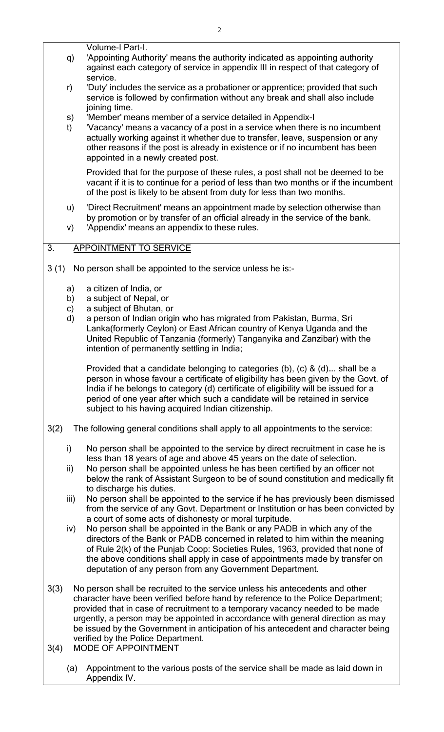Volume-I Part-I.

q) 'Appointing Authority' means the authority indicated as appointing authority against each category of service in appendix III in respect of that category of service.

r) 'Duty' includes the service as a probationer or apprentice; provided that such service is followed by confirmation without any break and shall also include joining time.

s) 'Member' means member of a service detailed in Appendix-I

t) 'Vacancy' means a vacancy of a post in a service when there is no incumbent actually working against it whether due to transfer, leave, suspension or any other reasons if the post is already in existence or if no incumbent has been appointed in a newly created post.

Provided that for the purpose of these rules, a post shall not be deemed to be vacant if it is to continue for a period of less than two months or if the incumbent of the post is likely to be absent from duty for less than two months.

u) 'Direct Recruitment' means an appointment made by selection otherwise than by promotion or by transfer of an official already in the service of the bank.

v) 'Appendix' means an appendix to these rules.

## 3. APPOINTMENT TO SERVICE

3 (1) No person shall be appointed to the service unless he is:-

a) a citizen of India, or
b) a subject of Nepal, or
c) a subject of Bhutan, or
d) a person of Indian origin who has migrated from Pakistan, Burma, Sri Lanka(formerly Ceylon) or East African country of Kenya Uganda and the United Republic of Tanzania (formerly) Tanganyika and Zanzibar) with the intention of permanently settling in India;

Provided that a candidate belonging to categories (b), (c) & (d)…. shall be a person in whose favour a certificate of eligibility has been given by the Govt. of India if he belongs to category (d) certificate of eligibility will be issued for a period of one year after which such a candidate will be retained in service subject to his having acquired Indian citizenship.

3(2) The following general conditions shall apply to all appointments to the service:

i) No person shall be appointed to the service by direct recruitment in case he is less than 18 years of age and above 45 years on the date of selection.
ii) No person shall be appointed unless he has been certified by an officer not below the rank of Assistant Surgeon to be of sound constitution and medically fit to discharge his duties.
iii) No person shall be appointed to the service if he has previously been dismissed from the service of any Govt. Department or Institution or has been convicted by a court of some acts of dishonesty or moral turpitude.
iv) No person shall be appointed in the Bank or any PADB in which any of the directors of the Bank or PADB concerned in related to him within the meaning of Rule 2(k) of the Punjab Coop: Societies Rules, 1963, provided that none of the above conditions shall apply in case of appointments made by transfer on deputation of any person from any Government Department.

3(3) No person shall be recruited to the service unless his antecedents and other character have been verified before hand by reference to the Police Department; provided that in case of recruitment to a temporary vacancy needed to be made urgently, a person may be appointed in accordance with general direction as may be issued by the Government in anticipation of his antecedent and character being verified by the Police Department.

3(4) MODE OF APPOINTMENT

(a) Appointment to the various posts of the service shall be made as laid down in Appendix IV.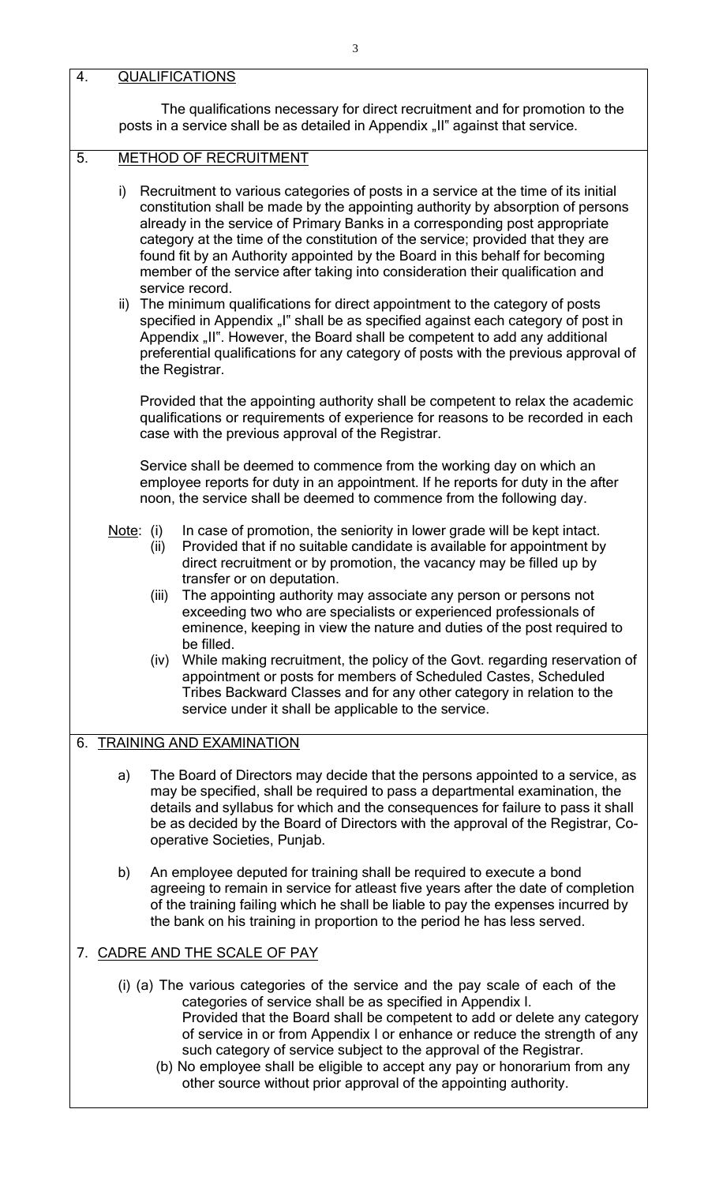## 4. QUALIFICATIONS

The qualifications necessary for direct recruitment and for promotion to the posts in a service shall be as detailed in Appendix „II" against that service.

## 5. METHOD OF RECRUITMENT

i) Recruitment to various categories of posts in a service at the time of its initial constitution shall be made by the appointing authority by absorption of persons already in the service of Primary Banks in a corresponding post appropriate category at the time of the constitution of the service; provided that they are found fit by an Authority appointed by the Board in this behalf for becoming member of the service after taking into consideration their qualification and service record.

ii) The minimum qualifications for direct appointment to the category of posts specified in Appendix „I" shall be as specified against each category of post in Appendix „II". However, the Board shall be competent to add any additional preferential qualifications for any category of posts with the previous approval of the Registrar.

Provided that the appointing authority shall be competent to relax the academic qualifications or requirements of experience for reasons to be recorded in each case with the previous approval of the Registrar.

Service shall be deemed to commence from the working day on which an employee reports for duty in an appointment. If he reports for duty in the after noon, the service shall be deemed to commence from the following day.

Note:
- (i) In case of promotion, the seniority in lower grade will be kept intact.
- (ii) Provided that if no suitable candidate is available for appointment by direct recruitment or by promotion, the vacancy may be filled up by transfer or on deputation.
- (iii) The appointing authority may associate any person or persons not exceeding two who are specialists or experienced professionals of eminence, keeping in view the nature and duties of the post required to be filled.
- (iv) While making recruitment, the policy of the Govt. regarding reservation of appointment or posts for members of Scheduled Castes, Scheduled Tribes Backward Classes and for any other category in relation to the service under it shall be applicable to the service.

## 6. TRAINING AND EXAMINATION

a) The Board of Directors may decide that the persons appointed to a service, as may be specified, shall be required to pass a departmental examination, the details and syllabus for which and the consequences for failure to pass it shall be as decided by the Board of Directors with the approval of the Registrar, Co-operative Societies, Punjab.

b) An employee deputed for training shall be required to execute a bond agreeing to remain in service for atleast five years after the date of completion of the training failing which he shall be liable to pay the expenses incurred by the bank on his training in proportion to the period he has less served.

## 7. CADRE AND THE SCALE OF PAY

(i) (a) The various categories of the service and the pay scale of each of the categories of service shall be as specified in Appendix I.
Provided that the Board shall be competent to add or delete any category of service in or from Appendix I or enhance or reduce the strength of any such category of service subject to the approval of the Registrar.

(b) No employee shall be eligible to accept any pay or honorarium from any other source without prior approval of the appointing authority.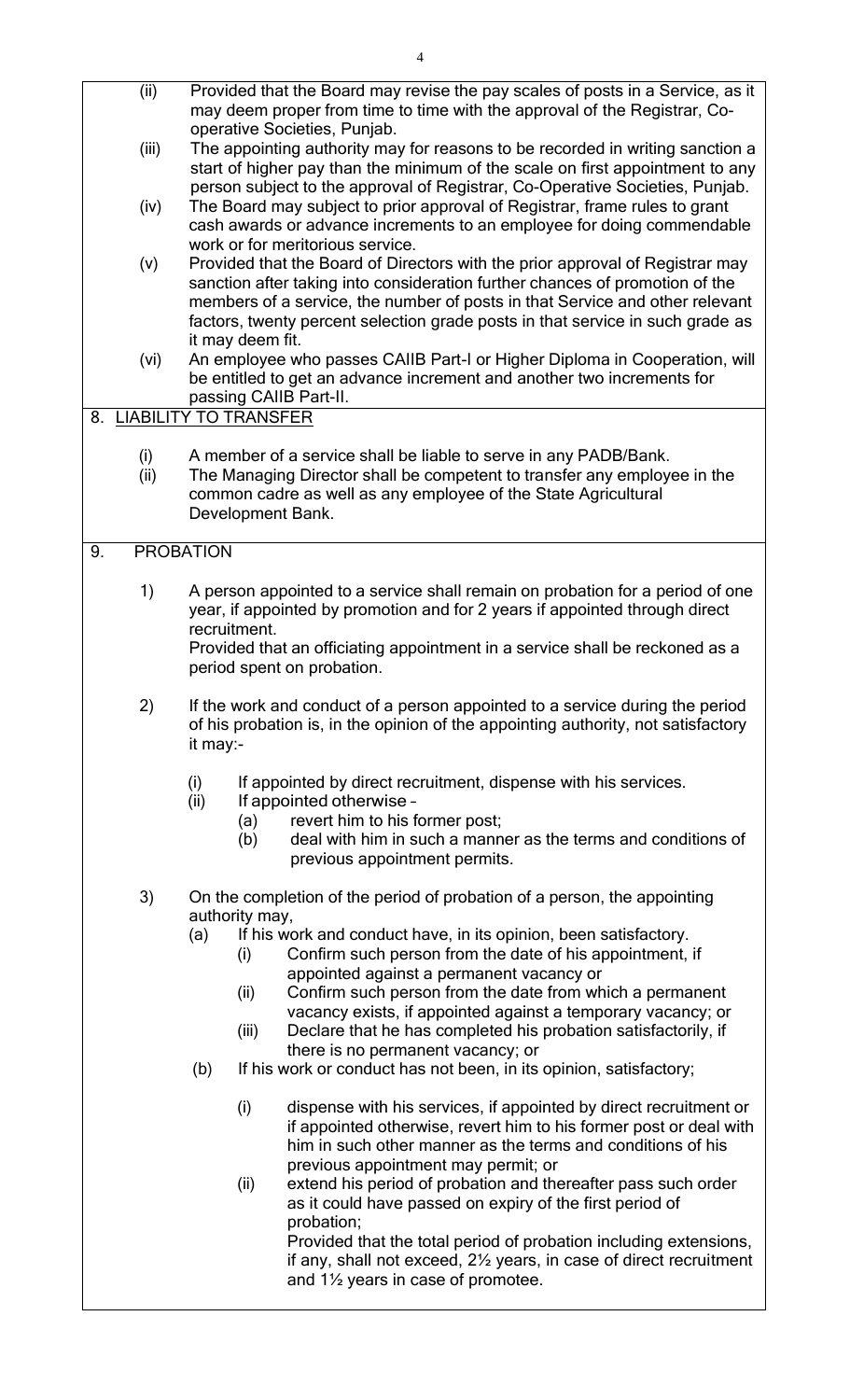(ii) Provided that the Board may revise the pay scales of posts in a Service, as it may deem proper from time to time with the approval of the Registrar, Co-operative Societies, Punjab.

(iii) The appointing authority may for reasons to be recorded in writing sanction a start of higher pay than the minimum of the scale on first appointment to any person subject to the approval of Registrar, Co-Operative Societies, Punjab.

(iv) The Board may subject to prior approval of Registrar, frame rules to grant cash awards or advance increments to an employee for doing commendable work or for meritorious service.

(v) Provided that the Board of Directors with the prior approval of Registrar may sanction after taking into consideration further chances of promotion of the members of a service, the number of posts in that Service and other relevant factors, twenty percent selection grade posts in that service in such grade as it may deem fit.

(vi) An employee who passes CAIIB Part-I or Higher Diploma in Cooperation, will be entitled to get an advance increment and another two increments for passing CAIIB Part-II.

## 8. LIABILITY TO TRANSFER

(i) A member of a service shall be liable to serve in any PADB/Bank.

(ii) The Managing Director shall be competent to transfer any employee in the common cadre as well as any employee of the State Agricultural Development Bank.

## 9. PROBATION

1) A person appointed to a service shall remain on probation for a period of one year, if appointed by promotion and for 2 years if appointed through direct recruitment.

Provided that an officiating appointment in a service shall be reckoned as a period spent on probation.

2) If the work and conduct of a person appointed to a service during the period of his probation is, in the opinion of the appointing authority, not satisfactory it may:-

- (i) If appointed by direct recruitment, dispense with his services.
- (ii) If appointed otherwise –
  - (a) revert him to his former post;
  - (b) deal with him in such a manner as the terms and conditions of previous appointment permits.

3) On the completion of the period of probation of a person, the appointing authority may,

- (a) If his work and conduct have, in its opinion, been satisfactory.
  - (i) Confirm such person from the date of his appointment, if appointed against a permanent vacancy or
  - (ii) Confirm such person from the date from which a permanent vacancy exists, if appointed against a temporary vacancy; or
  - (iii) Declare that he has completed his probation satisfactorily, if there is no permanent vacancy; or
- (b) If his work or conduct has not been, in its opinion, satisfactory;
  - (i) dispense with his services, if appointed by direct recruitment or if appointed otherwise, revert him to his former post or deal with him in such other manner as the terms and conditions of his previous appointment may permit; or
  - (ii) extend his period of probation and thereafter pass such order as it could have passed on expiry of the first period of probation;

    Provided that the total period of probation including extensions, if any, shall not exceed, 2½ years, in case of direct recruitment and 1½ years in case of promotee.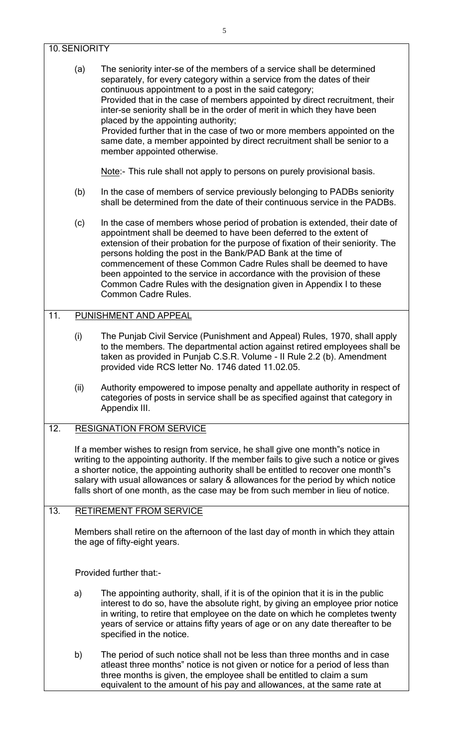## 10. SENIORITY

(a) The seniority inter-se of the members of a service shall be determined separately, for every category within a service from the dates of their continuous appointment to a post in the said category;
Provided that in the case of members appointed by direct recruitment, their inter-se seniority shall be in the order of merit in which they have been placed by the appointing authority;
Provided further that in the case of two or more members appointed on the same date, a member appointed by direct recruitment shall be senior to a member appointed otherwise.

Note:- This rule shall not apply to persons on purely provisional basis.

(b) In the case of members of service previously belonging to PADBs seniority shall be determined from the date of their continuous service in the PADBs.

(c) In the case of members whose period of probation is extended, their date of appointment shall be deemed to have been deferred to the extent of extension of their probation for the purpose of fixation of their seniority. The persons holding the post in the Bank/PAD Bank at the time of commencement of these Common Cadre Rules shall be deemed to have been appointed to the service in accordance with the provision of these Common Cadre Rules with the designation given in Appendix I to these Common Cadre Rules.

## 11. PUNISHMENT AND APPEAL

(i) The Punjab Civil Service (Punishment and Appeal) Rules, 1970, shall apply to the members. The departmental action against retired employees shall be taken as provided in Punjab C.S.R. Volume - II Rule 2.2 (b). Amendment provided vide RCS letter No. 1746 dated 11.02.05.

(ii) Authority empowered to impose penalty and appellate authority in respect of categories of posts in service shall be as specified against that category in Appendix III.

## 12. RESIGNATION FROM SERVICE

If a member wishes to resign from service, he shall give one month"s notice in writing to the appointing authority. If the member fails to give such a notice or gives a shorter notice, the appointing authority shall be entitled to recover one month"s salary with usual allowances or salary & allowances for the period by which notice falls short of one month, as the case may be from such member in lieu of notice.

## 13. RETIREMENT FROM SERVICE

Members shall retire on the afternoon of the last day of month in which they attain the age of fifty-eight years.

Provided further that:-

a) The appointing authority, shall, if it is of the opinion that it is in the public interest to do so, have the absolute right, by giving an employee prior notice in writing, to retire that employee on the date on which he completes twenty years of service or attains fifty years of age or on any date thereafter to be specified in the notice.

b) The period of such notice shall not be less than three months and in case atleast three months" notice is not given or notice for a period of less than three months is given, the employee shall be entitled to claim a sum equivalent to the amount of his pay and allowances, at the same rate at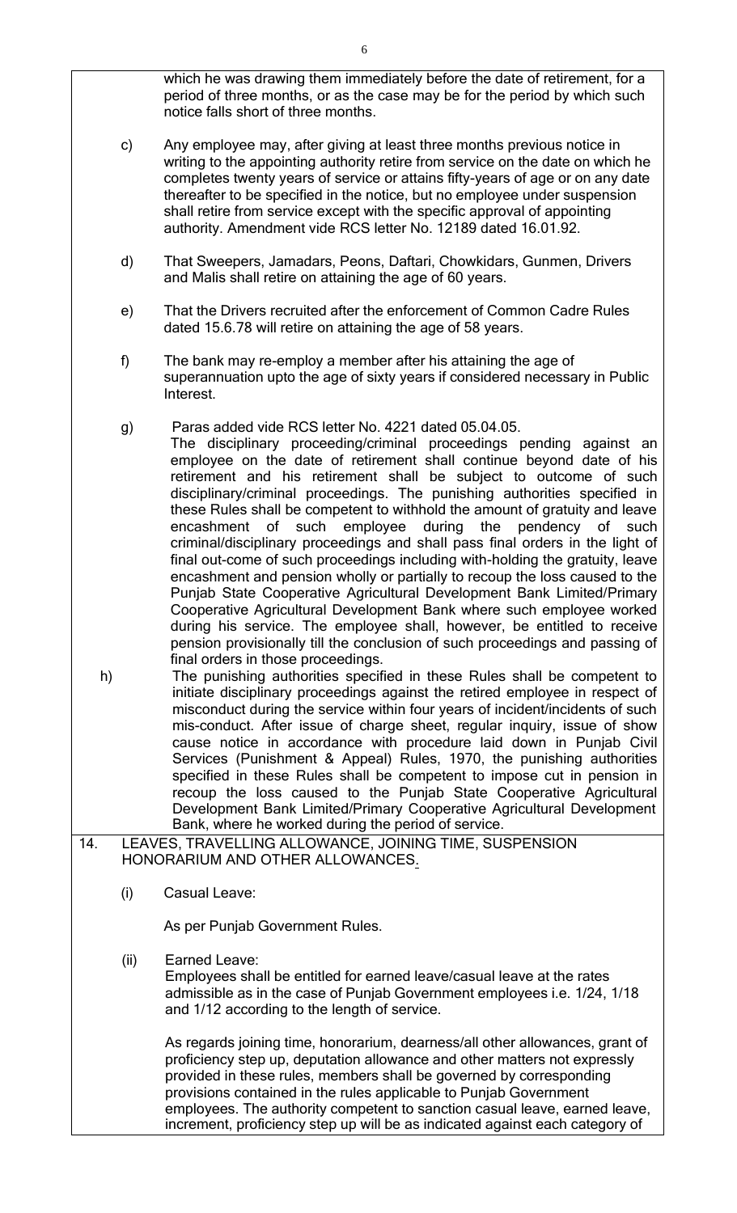which he was drawing them immediately before the date of retirement, for a period of three months, or as the case may be for the period by which such notice falls short of three months.

c) Any employee may, after giving at least three months previous notice in writing to the appointing authority retire from service on the date on which he completes twenty years of service or attains fifty-years of age or on any date thereafter to be specified in the notice, but no employee under suspension shall retire from service except with the specific approval of appointing authority. Amendment vide RCS letter No. 12189 dated 16.01.92.

d) That Sweepers, Jamadars, Peons, Daftari, Chowkidars, Gunmen, Drivers and Malis shall retire on attaining the age of 60 years.

e) That the Drivers recruited after the enforcement of Common Cadre Rules dated 15.6.78 will retire on attaining the age of 58 years.

f) The bank may re-employ a member after his attaining the age of superannuation upto the age of sixty years if considered necessary in Public Interest.

g) Paras added vide RCS letter No. 4221 dated 05.04.05.
The disciplinary proceeding/criminal proceedings pending against an employee on the date of retirement shall continue beyond date of his retirement and his retirement shall be subject to outcome of such disciplinary/criminal proceedings. The punishing authorities specified in these Rules shall be competent to withhold the amount of gratuity and leave encashment of such employee during the pendency of such criminal/disciplinary proceedings and shall pass final orders in the light of final out-come of such proceedings including with-holding the gratuity, leave encashment and pension wholly or partially to recoup the loss caused to the Punjab State Cooperative Agricultural Development Bank Limited/Primary Cooperative Agricultural Development Bank where such employee worked during his service. The employee shall, however, be entitled to receive pension provisionally till the conclusion of such proceedings and passing of final orders in those proceedings.

h) The punishing authorities specified in these Rules shall be competent to initiate disciplinary proceedings against the retired employee in respect of misconduct during the service within four years of incident/incidents of such mis-conduct. After issue of charge sheet, regular inquiry, issue of show cause notice in accordance with procedure laid down in Punjab Civil Services (Punishment & Appeal) Rules, 1970, the punishing authorities specified in these Rules shall be competent to impose cut in pension in recoup the loss caused to the Punjab State Cooperative Agricultural Development Bank Limited/Primary Cooperative Agricultural Development Bank, where he worked during the period of service.

14. LEAVES, TRAVELLING ALLOWANCE, JOINING TIME, SUSPENSION HONORARIUM AND OTHER ALLOWANCES.

(i) Casual Leave:

As per Punjab Government Rules.

(ii) Earned Leave:
Employees shall be entitled for earned leave/casual leave at the rates admissible as in the case of Punjab Government employees i.e. 1/24, 1/18 and 1/12 according to the length of service.

As regards joining time, honorarium, dearness/all other allowances, grant of proficiency step up, deputation allowance and other matters not expressly provided in these rules, members shall be governed by corresponding provisions contained in the rules applicable to Punjab Government employees. The authority competent to sanction casual leave, earned leave, increment, proficiency step up will be as indicated against each category of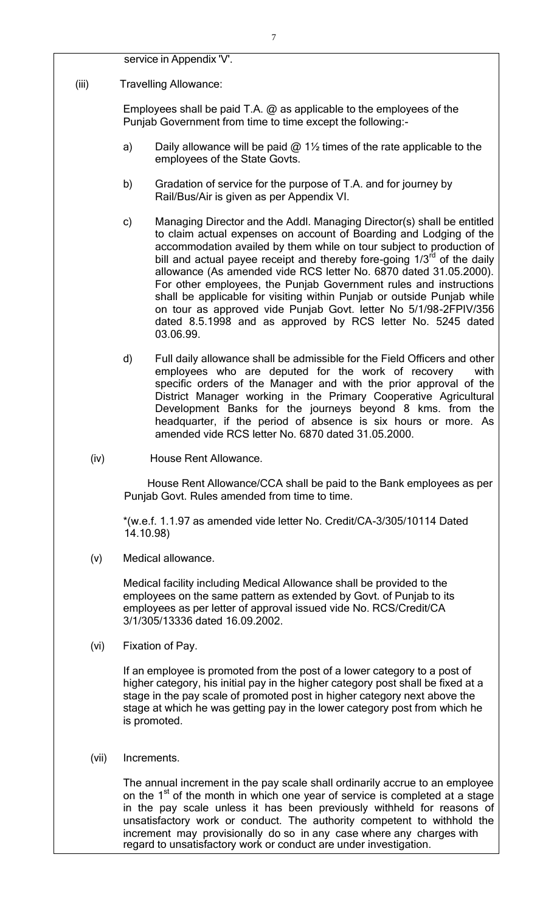service in Appendix 'V'.

(iii) Travelling Allowance:

Employees shall be paid T.A. @ as applicable to the employees of the Punjab Government from time to time except the following:-

a) Daily allowance will be paid @ 1½ times of the rate applicable to the employees of the State Govts.

b) Gradation of service for the purpose of T.A. and for journey by Rail/Bus/Air is given as per Appendix VI.

c) Managing Director and the Addl. Managing Director(s) shall be entitled to claim actual expenses on account of Boarding and Lodging of the accommodation availed by them while on tour subject to production of bill and actual payee receipt and thereby fore-going 1/3rd of the daily allowance (As amended vide RCS letter No. 6870 dated 31.05.2000). For other employees, the Punjab Government rules and instructions shall be applicable for visiting within Punjab or outside Punjab while on tour as approved vide Punjab Govt. letter No 5/1/98-2FPIV/356 dated 8.5.1998 and as approved by RCS letter No. 5245 dated 03.06.99.

d) Full daily allowance shall be admissible for the Field Officers and other employees who are deputed for the work of recovery with specific orders of the Manager and with the prior approval of the District Manager working in the Primary Cooperative Agricultural Development Banks for the journeys beyond 8 kms. from the headquarter, if the period of absence is six hours or more. As amended vide RCS letter No. 6870 dated 31.05.2000.

(iv) House Rent Allowance.

House Rent Allowance/CCA shall be paid to the Bank employees as per Punjab Govt. Rules amended from time to time.

*(w.e.f. 1.1.97 as amended vide letter No. Credit/CA-3/305/10114 Dated 14.10.98)

(v) Medical allowance.

Medical facility including Medical Allowance shall be provided to the employees on the same pattern as extended by Govt. of Punjab to its employees as per letter of approval issued vide No. RCS/Credit/CA 3/1/305/13336 dated 16.09.2002.

(vi) Fixation of Pay.

If an employee is promoted from the post of a lower category to a post of higher category, his initial pay in the higher category post shall be fixed at a stage in the pay scale of promoted post in higher category next above the stage at which he was getting pay in the lower category post from which he is promoted.

(vii) Increments.

The annual increment in the pay scale shall ordinarily accrue to an employee on the 1st of the month in which one year of service is completed at a stage in the pay scale unless it has been previously withheld for reasons of unsatisfactory work or conduct. The authority competent to withhold the increment may provisionally do so in any case where any charges with regard to unsatisfactory work or conduct are under investigation.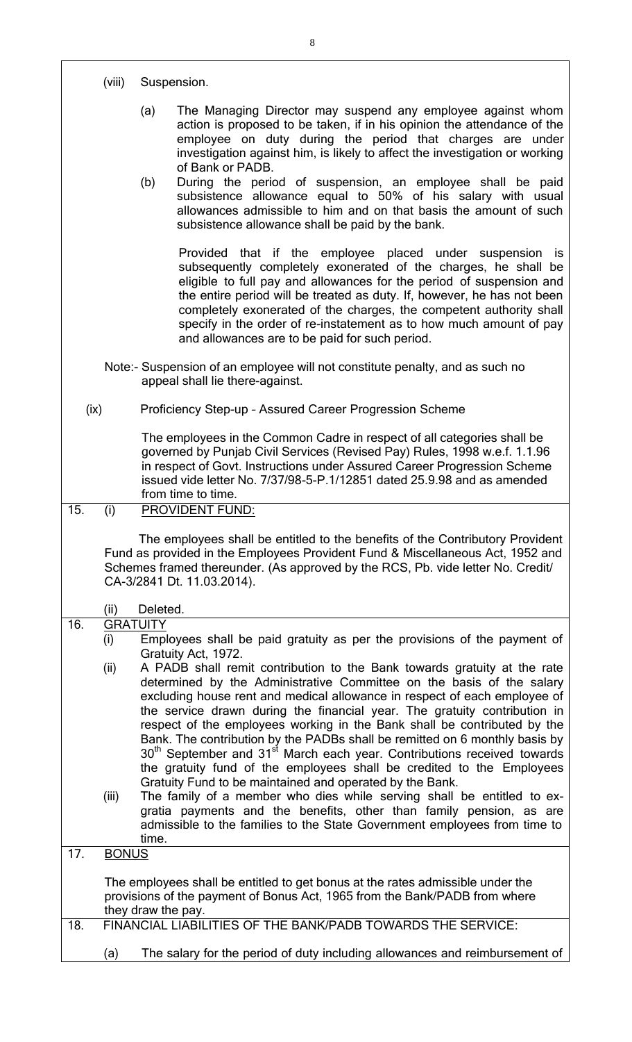(viii) Suspension.

(a) The Managing Director may suspend any employee against whom action is proposed to be taken, if in his opinion the attendance of the employee on duty during the period that charges are under investigation against him, is likely to affect the investigation or working of Bank or PADB.

(b) During the period of suspension, an employee shall be paid subsistence allowance equal to 50% of his salary with usual allowances admissible to him and on that basis the amount of such subsistence allowance shall be paid by the bank.

Provided that if the employee placed under suspension is subsequently completely exonerated of the charges, he shall be eligible to full pay and allowances for the period of suspension and the entire period will be treated as duty. If, however, he has not been completely exonerated of the charges, the competent authority shall specify in the order of re-instatement as to how much amount of pay and allowances are to be paid for such period.

Note:- Suspension of an employee will not constitute penalty, and as such no appeal shall lie there-against.

(ix) Proficiency Step-up – Assured Career Progression Scheme

The employees in the Common Cadre in respect of all categories shall be governed by Punjab Civil Services (Revised Pay) Rules, 1998 w.e.f. 1.1.96 in respect of Govt. Instructions under Assured Career Progression Scheme issued vide letter No. 7/37/98-5-P.1/12851 dated 25.9.98 and as amended from time to time.

15. (i) <u>PROVIDENT FUND:</u>

The employees shall be entitled to the benefits of the Contributory Provident Fund as provided in the Employees Provident Fund & Miscellaneous Act, 1952 and Schemes framed thereunder. (As approved by the RCS, Pb. vide letter No. Credit/ CA-3/2841 Dt. 11.03.2014).

(ii) Deleted.

16. <u>GRATUITY</u>

(i) Employees shall be paid gratuity as per the provisions of the payment of Gratuity Act, 1972.

(ii) A PADB shall remit contribution to the Bank towards gratuity at the rate determined by the Administrative Committee on the basis of the salary excluding house rent and medical allowance in respect of each employee of the service drawn during the financial year. The gratuity contribution in respect of the employees working in the Bank shall be contributed by the Bank. The contribution by the PADBs shall be remitted on 6 monthly basis by 30th September and 31st March each year. Contributions received towards the gratuity fund of the employees shall be credited to the Employees Gratuity Fund to be maintained and operated by the Bank.

(iii) The family of a member who dies while serving shall be entitled to ex-gratia payments and the benefits, other than family pension, as are admissible to the families to the State Government employees from time to time.

17. <u>BONUS</u>

The employees shall be entitled to get bonus at the rates admissible under the provisions of the payment of Bonus Act, 1965 from the Bank/PADB from where they draw the pay.

18. FINANCIAL LIABILITIES OF THE BANK/PADB TOWARDS THE SERVICE:

(a) The salary for the period of duty including allowances and reimbursement of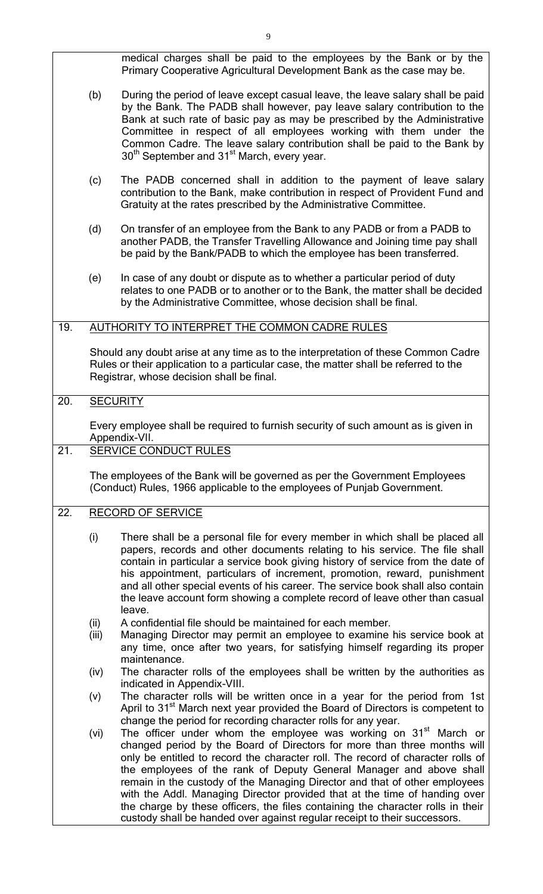medical charges shall be paid to the employees by the Bank or by the Primary Cooperative Agricultural Development Bank as the case may be.

(b) During the period of leave except casual leave, the leave salary shall be paid by the Bank. The PADB shall however, pay leave salary contribution to the Bank at such rate of basic pay as may be prescribed by the Administrative Committee in respect of all employees working with them under the Common Cadre. The leave salary contribution shall be paid to the Bank by 30th September and 31st March, every year.

(c) The PADB concerned shall in addition to the payment of leave salary contribution to the Bank, make contribution in respect of Provident Fund and Gratuity at the rates prescribed by the Administrative Committee.

(d) On transfer of an employee from the Bank to any PADB or from a PADB to another PADB, the Transfer Travelling Allowance and Joining time pay shall be paid by the Bank/PADB to which the employee has been transferred.

(e) In case of any doubt or dispute as to whether a particular period of duty relates to one PADB or to another or to the Bank, the matter shall be decided by the Administrative Committee, whose decision shall be final.

## 19. AUTHORITY TO INTERPRET THE COMMON CADRE RULES

Should any doubt arise at any time as to the interpretation of these Common Cadre Rules or their application to a particular case, the matter shall be referred to the Registrar, whose decision shall be final.

## 20. SECURITY

Every employee shall be required to furnish security of such amount as is given in Appendix-VII.

## 21. SERVICE CONDUCT RULES

The employees of the Bank will be governed as per the Government Employees (Conduct) Rules, 1966 applicable to the employees of Punjab Government.

## 22. RECORD OF SERVICE

(i) There shall be a personal file for every member in which shall be placed all papers, records and other documents relating to his service. The file shall contain in particular a service book giving history of service from the date of his appointment, particulars of increment, promotion, reward, punishment and all other special events of his career. The service book shall also contain the leave account form showing a complete record of leave other than casual leave.

(ii) A confidential file should be maintained for each member.

(iii) Managing Director may permit an employee to examine his service book at any time, once after two years, for satisfying himself regarding its proper maintenance.

(iv) The character rolls of the employees shall be written by the authorities as indicated in Appendix-VIII.

(v) The character rolls will be written once in a year for the period from 1st April to 31st March next year provided the Board of Directors is competent to change the period for recording character rolls for any year.

(vi) The officer under whom the employee was working on 31st March or changed period by the Board of Directors for more than three months will only be entitled to record the character roll. The record of character rolls of the employees of the rank of Deputy General Manager and above shall remain in the custody of the Managing Director and that of other employees with the Addl. Managing Director provided that at the time of handing over the charge by these officers, the files containing the character rolls in their custody shall be handed over against regular receipt to their successors.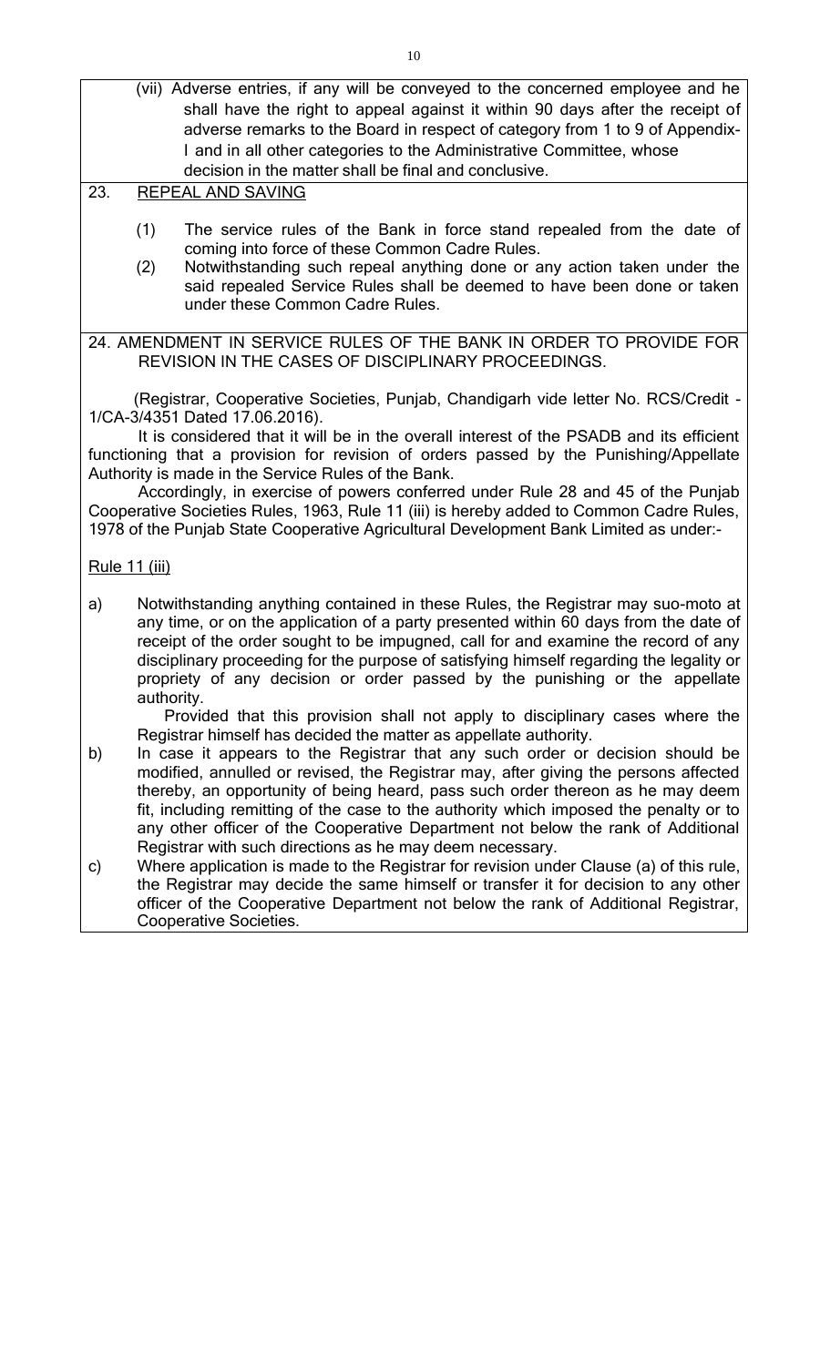(vii) Adverse entries, if any will be conveyed to the concerned employee and he shall have the right to appeal against it within 90 days after the receipt of adverse remarks to the Board in respect of category from 1 to 9 of Appendix-I and in all other categories to the Administrative Committee, whose decision in the matter shall be final and conclusive.

## 23. REPEAL AND SAVING

(1) The service rules of the Bank in force stand repealed from the date of coming into force of these Common Cadre Rules.

(2) Notwithstanding such repeal anything done or any action taken under the said repealed Service Rules shall be deemed to have been done or taken under these Common Cadre Rules.

## 24. AMENDMENT IN SERVICE RULES OF THE BANK IN ORDER TO PROVIDE FOR REVISION IN THE CASES OF DISCIPLINARY PROCEEDINGS.

(Registrar, Cooperative Societies, Punjab, Chandigarh vide letter No. RCS/Credit -1/CA-3/4351 Dated 17.06.2016).

It is considered that it will be in the overall interest of the PSADB and its efficient functioning that a provision for revision of orders passed by the Punishing/Appellate Authority is made in the Service Rules of the Bank.

Accordingly, in exercise of powers conferred under Rule 28 and 45 of the Punjab Cooperative Societies Rules, 1963, Rule 11 (iii) is hereby added to Common Cadre Rules, 1978 of the Punjab State Cooperative Agricultural Development Bank Limited as under:-

Rule 11 (iii)

a) Notwithstanding anything contained in these Rules, the Registrar may suo-moto at any time, or on the application of a party presented within 60 days from the date of receipt of the order sought to be impugned, call for and examine the record of any disciplinary proceeding for the purpose of satisfying himself regarding the legality or propriety of any decision or order passed by the punishing or the appellate authority.

   Provided that this provision shall not apply to disciplinary cases where the Registrar himself has decided the matter as appellate authority.

b) In case it appears to the Registrar that any such order or decision should be modified, annulled or revised, the Registrar may, after giving the persons affected thereby, an opportunity of being heard, pass such order thereon as he may deem fit, including remitting of the case to the authority which imposed the penalty or to any other officer of the Cooperative Department not below the rank of Additional Registrar with such directions as he may deem necessary.

c) Where application is made to the Registrar for revision under Clause (a) of this rule, the Registrar may decide the same himself or transfer it for decision to any other officer of the Cooperative Department not below the rank of Additional Registrar, Cooperative Societies.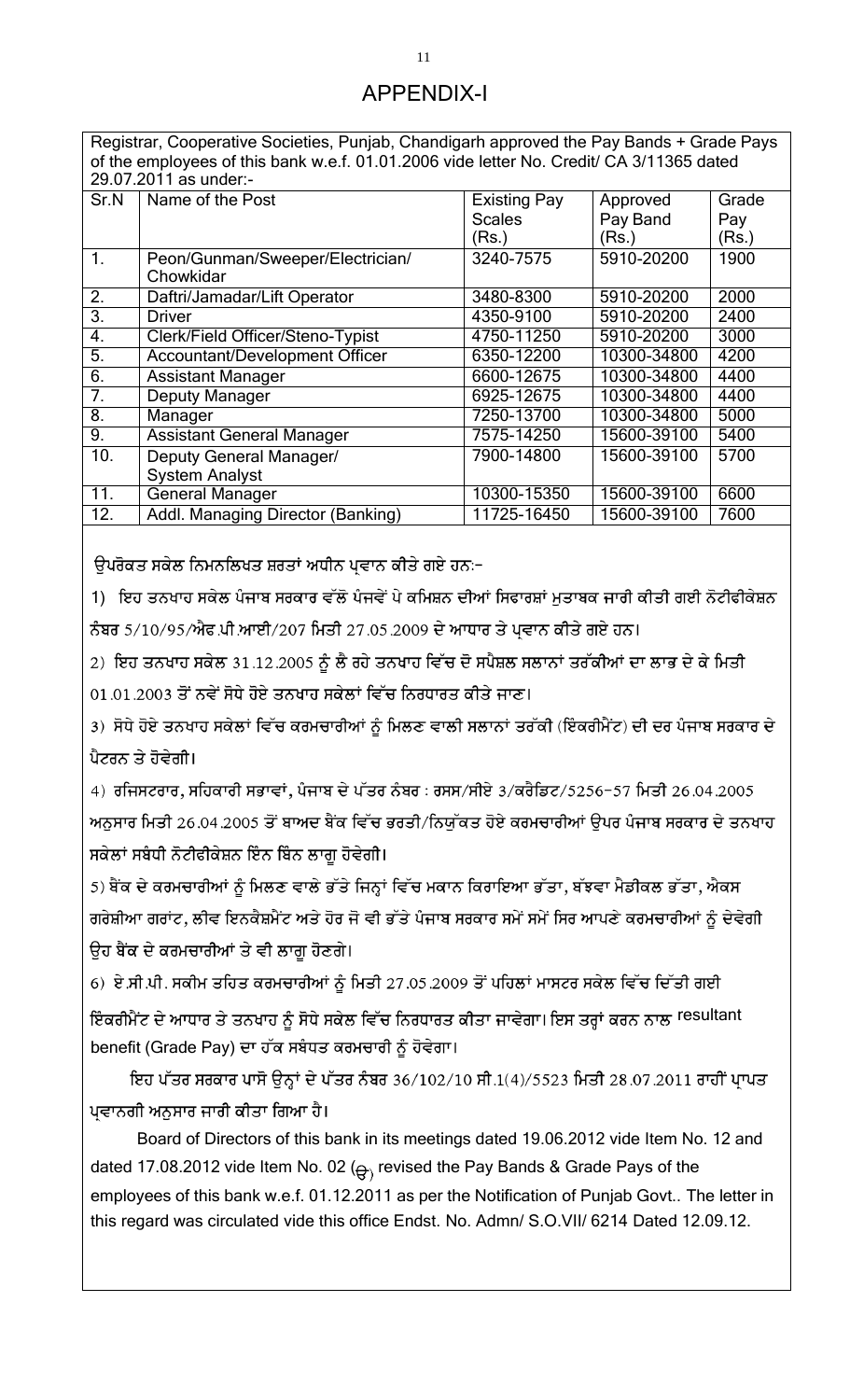# APPENDIX-I

Registrar, Cooperative Societies, Punjab, Chandigarh approved the Pay Bands + Grade Pays of the employees of this bank w.e.f. 01.01.2006 vide letter No. Credit/ CA 3/11365 dated 29.07.2011 as under:-

| Sr.N | Name of the Post | Existing Pay Scales (Rs.) | Approved Pay Band (Rs.) | Grade Pay (Rs.) |
|---|---|---|---|---|
| 1. | Peon/Gunman/Sweeper/Electrician/ Chowkidar | 3240-7575 | 5910-20200 | 1900 |
| 2. | Daftri/Jamadar/Lift Operator | 3480-8300 | 5910-20200 | 2000 |
| 3. | Driver | 4350-9100 | 5910-20200 | 2400 |
| 4. | Clerk/Field Officer/Steno-Typist | 4750-11250 | 5910-20200 | 3000 |
| 5. | Accountant/Development Officer | 6350-12200 | 10300-34800 | 4200 |
| 6. | Assistant Manager | 6600-12675 | 10300-34800 | 4400 |
| 7. | Deputy Manager | 6925-12675 | 10300-34800 | 4400 |
| 8. | Manager | 7250-13700 | 10300-34800 | 5000 |
| 9. | Assistant General Manager | 7575-14250 | 15600-39100 | 5400 |
| 10. | Deputy General Manager/ System Analyst | 7900-14800 | 15600-39100 | 5700 |
| 11. | General Manager | 10300-15350 | 15600-39100 | 6600 |
| 12. | Addl. Managing Director (Banking) | 11725-16450 | 15600-39100 | 7600 |

ਉਪਰੋਕਤ ਸਕੇਲ ਨਿਮਨਲਿਖਤ ਸ਼ਰਤਾਂ ਅਧੀਨ ਪ੍ਰਵਾਨ ਕੀਤੇ ਗਏ ਹਨ:-

1) ਇਹ ਤਨਖਾਹ ਸਕੇਲ ਪੰਜਾਬ ਸਰਕਾਰ ਵੱਲੋ ਪੰਜਵੇਂ ਪੇ ਕਮਿਸ਼ਨ ਦੀਆਂ ਸਿਫਾਰਸ਼ਾਂ ਮੁਤਾਬਕ ਜਾਰੀ ਕੀਤੀ ਗਈ ਨੋਟੀਫੀਕੇਸ਼ਨ ਨੰਬਰ 5/10/95/ਐਫ.ਪੀ.ਆਈ/207 ਮਿਤੀ 27.05.2009 ਦੇ ਆਧਾਰ ਤੇ ਪ੍ਰਵਾਨ ਕੀਤੇ ਗਏ ਹਨ।

2) ਇਹ ਤਨਖਾਹ ਸਕੇਲ 31.12.2005 ਨੂੰ ਲੈ ਰਹੇ ਤਨਖਾਹ ਵਿੱਚ ਦੋ ਸਪੈਸ਼ਲ ਸਲਾਨਾਂ ਤਰੱਕੀਆਂ ਦਾ ਲਾਭ ਦੇ ਕੇ ਮਿਤੀ 01.01.2003 ਤੋਂ ਨਵੇਂ ਸੋਧੇ ਹੋਏ ਤਨਖਾਹ ਸਕੇਲਾਂ ਵਿੱਚ ਨਿਰਧਾਰਤ ਕੀਤੇ ਜਾਣ।

3) ਸੋਧੇ ਹੋਏ ਤਨਖਾਹ ਸਕੇਲਾਂ ਵਿੱਚ ਕਰਮਚਾਰੀਆਂ ਨੂੰ ਮਿਲਣ ਵਾਲੀ ਸਲਾਨਾਂ ਤਰੱਕੀ (ਇੰਕਰੀਮੈਂਟ) ਦੀ ਦਰ ਪੰਜਾਬ ਸਰਕਾਰ ਦੇ ਪੈਟਰਨ ਤੇ ਹੋਵੇਗੀ।

4) ਰਜਿਸਟਰਾਰ, ਸਹਿਕਾਰੀ ਸਭਾਵਾਂ, ਪੰਜਾਬ ਦੇ ਪੱਤਰ ਨੰਬਰ : ਰਸਸ/ਸੀਏ 3/ਕਰੈਡਿਟ/5256-57 ਮਿਤੀ 26.04.2005 ਅਨੁਸਾਰ ਮਿਤੀ 26.04.2005 ਤੋਂ ਬਾਅਦ ਬੈਂਕ ਵਿੱਚ ਭਰਤੀ/ਨਿਯੁੱਕਤ ਹੋਏ ਕਰਮਚਾਰੀਆਂ ਉਪਰ ਪੰਜਾਬ ਸਰਕਾਰ ਦੇ ਤਨਖਾਹ ਸਕੇਲਾਂ ਸਬੰਧੀ ਨੋਟੀਫੀਕੇਸ਼ਨ ਇੰਨ ਬਿੰਨ ਲਾਗੂ ਹੋਵੇਗੀ।

5) ਬੈਂਕ ਦੇ ਕਰਮਚਾਰੀਆਂ ਨੂੰ ਮਿਲਣ ਵਾਲੇ ਭੱਤੇ ਜਿਨ੍ਹਾਂ ਵਿੱਚ ਮਕਾਨ ਕਿਰਾਇਆ ਭੱਤਾ, ਬੱਝਵਾ ਮੈਡੀਕਲ ਭੱਤਾ, ਐਕਸ ਗਰੇਸ਼ੀਆ ਗਰਾਂਟ, ਲੀਵ ਇਨਕੈਸ਼ਮੈਂਟ ਅਤੇ ਹੋਰ ਜੋ ਵੀ ਭੱਤੇ ਪੰਜਾਬ ਸਰਕਾਰ ਸਮੇਂ ਸਮੇਂ ਸਿਰ ਆਪਣੇ ਕਰਮਚਾਰੀਆਂ ਨੂੰ ਦੇਵੇਗੀ ਉਹ ਬੈਂਕ ਦੇ ਕਰਮਚਾਰੀਆਂ ਤੇ ਵੀ ਲਾਗੂ ਹੋਣਗੇ।

6) ਏ.ਸੀ.ਪੀ. ਸਕੀਮ ਤਹਿਤ ਕਰਮਚਾਰੀਆਂ ਨੂੰ ਮਿਤੀ 27.05.2009 ਤੋਂ ਪਹਿਲਾਂ ਮਾਸਟਰ ਸਕੇਲ ਵਿੱਚ ਦਿੱਤੀ ਗਈ ਇੰਕਰੀਮੈਂਟ ਦੇ ਆਧਾਰ ਤੇ ਤਨਖਾਹ ਨੂੰ ਸੋਧੇ ਸਕੇਲ ਵਿੱਚ ਨਿਰਧਾਰਤ ਕੀਤਾ ਜਾਵੇਗਾ। ਇਸ ਤਰ੍ਹਾਂ ਕਰਨ ਨਾਲ resultant benefit (Grade Pay) ਦਾ ਹੱਕ ਸਬੰਧਤ ਕਰਮਚਾਰੀ ਨੂੰ ਹੋਵੇਗਾ।

ਇਹ ਪੱਤਰ ਸਰਕਾਰ ਪਾਸੋ ਉਨ੍ਹਾਂ ਦੇ ਪੱਤਰ ਨੰਬਰ 36/102/10 ਸੀ.1(4)/5523 ਮਿਤੀ 28.07.2011 ਰਾਹੀਂ ਪ੍ਰਾਪਤ ਪ੍ਰਵਾਨਗੀ ਅਨੁਸਾਰ ਜਾਰੀ ਕੀਤਾ ਗਿਆ ਹੈ।

Board of Directors of this bank in its meetings dated 19.06.2012 vide Item No. 12 and dated 17.08.2012 vide Item No. 02 (ੳ) revised the Pay Bands & Grade Pays of the employees of this bank w.e.f. 01.12.2011 as per the Notification of Punjab Govt.. The letter in this regard was circulated vide this office Endst. No. Admn/ S.O.VII/ 6214 Dated 12.09.12.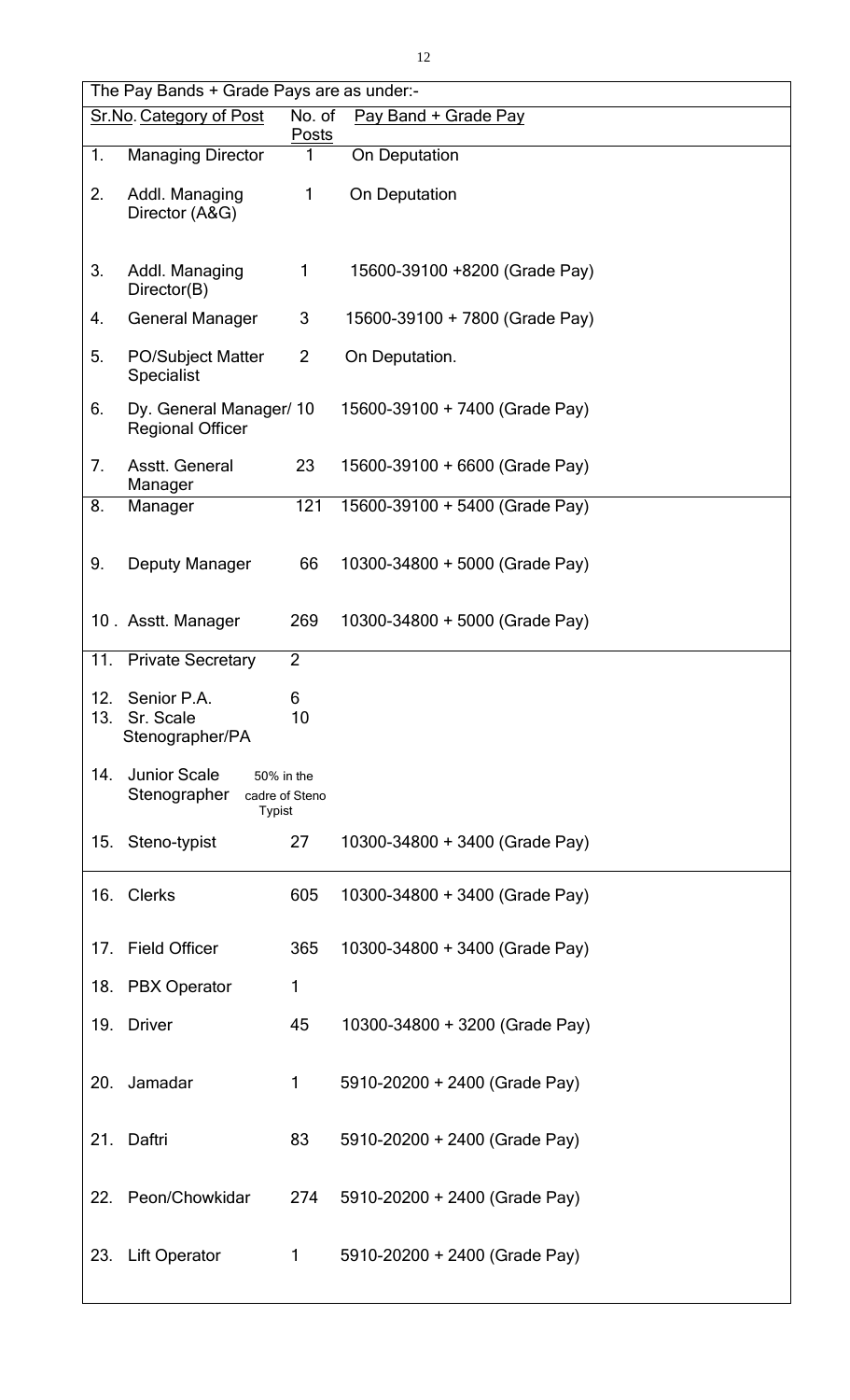The Pay Bands + Grade Pays are as under:-

| Sr.No. | Category of Post | No. of Posts | Pay Band + Grade Pay |
|---|---|---|---|
| 1. | Managing Director | 1 | On Deputation |
| 2. | Addl. Managing Director (A&G) | 1 | On Deputation |
| 3. | Addl. Managing Director(B) | 1 | 15600-39100 +8200 (Grade Pay) |
| 4. | General Manager | 3 | 15600-39100 + 7800 (Grade Pay) |
| 5. | PO/Subject Matter Specialist | 2 | On Deputation. |
| 6. | Dy. General Manager/ Regional Officer | 10 | 15600-39100 + 7400 (Grade Pay) |
| 7. | Asstt. General Manager | 23 | 15600-39100 + 6600 (Grade Pay) |
| 8. | Manager | 121 | 15600-39100 + 5400 (Grade Pay) |
| 9. | Deputy Manager | 66 | 10300-34800 + 5000 (Grade Pay) |
| 10 . | Asstt. Manager | 269 | 10300-34800 + 5000 (Grade Pay) |
| 11. | Private Secretary | 2 | |
| 12. | Senior P.A. | 6 | |
| 13. | Sr. Scale Stenographer/PA | 10 | |
| 14. | Junior Scale Stenographer | 50% in the cadre of Steno Typist | |
| 15. | Steno-typist | 27 | 10300-34800 + 3400 (Grade Pay) |
| 16. | Clerks | 605 | 10300-34800 + 3400 (Grade Pay) |
| 17. | Field Officer | 365 | 10300-34800 + 3400 (Grade Pay) |
| 18. | PBX Operator | 1 | |
| 19. | Driver | 45 | 10300-34800 + 3200 (Grade Pay) |
| 20. | Jamadar | 1 | 5910-20200 + 2400 (Grade Pay) |
| 21. | Daftri | 83 | 5910-20200 + 2400 (Grade Pay) |
| 22. | Peon/Chowkidar | 274 | 5910-20200 + 2400 (Grade Pay) |
| 23. | Lift Operator | 1 | 5910-20200 + 2400 (Grade Pay) |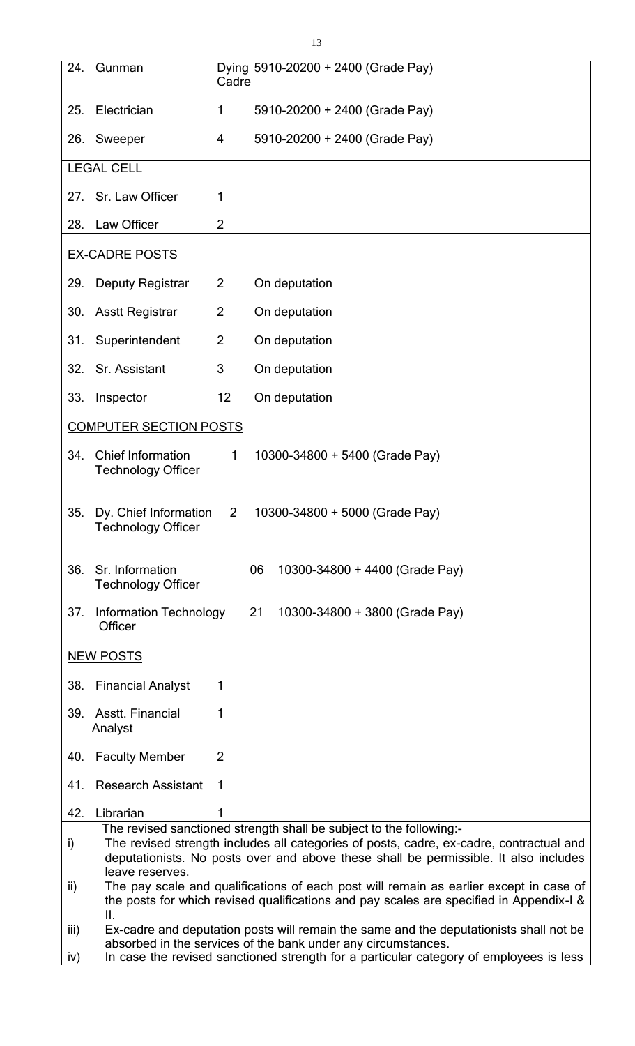| S.No. | Post | Strength | Pay Scale |
|---|---|---|---|
| 24. | Gunman | Dying Cadre | 5910-20200 + 2400 (Grade Pay) |
| 25. | Electrician | 1 | 5910-20200 + 2400 (Grade Pay) |
| 26. | Sweeper | 4 | 5910-20200 + 2400 (Grade Pay) |
| | **LEGAL CELL** | | |
| 27. | Sr. Law Officer | 1 | |
| 28. | Law Officer | 2 | |
| | **EX-CADRE POSTS** | | |
| 29. | Deputy Registrar | 2 | On deputation |
| 30. | Asstt Registrar | 2 | On deputation |
| 31. | Superintendent | 2 | On deputation |
| 32. | Sr. Assistant | 3 | On deputation |
| 33. | Inspector | 12 | On deputation |
| | **COMPUTER SECTION POSTS** | | |
| 34. | Chief Information Technology Officer | 1 | 10300-34800 + 5400 (Grade Pay) |
| 35. | Dy. Chief Information Technology Officer | 2 | 10300-34800 + 5000 (Grade Pay) |
| 36. | Sr. Information Technology Officer | 06 | 10300-34800 + 4400 (Grade Pay) |
| 37. | Information Technology Officer | 21 | 10300-34800 + 3800 (Grade Pay) |
| | **NEW POSTS** | | |
| 38. | Financial Analyst | 1 | |
| 39. | Asstt. Financial Analyst | 1 | |
| 40. | Faculty Member | 2 | |
| 41. | Research Assistant | 1 | |
| 42. | Librarian | 1 | |

The revised sanctioned strength shall be subject to the following:-

i) The revised strength includes all categories of posts, cadre, ex-cadre, contractual and deputationists. No posts over and above these shall be permissible. It also includes leave reserves.

ii) The pay scale and qualifications of each post will remain as earlier except in case of the posts for which revised qualifications and pay scales are specified in Appendix-I & II.

iii) Ex-cadre and deputation posts will remain the same and the deputationists shall not be absorbed in the services of the bank under any circumstances.

iv) In case the revised sanctioned strength for a particular category of employees is less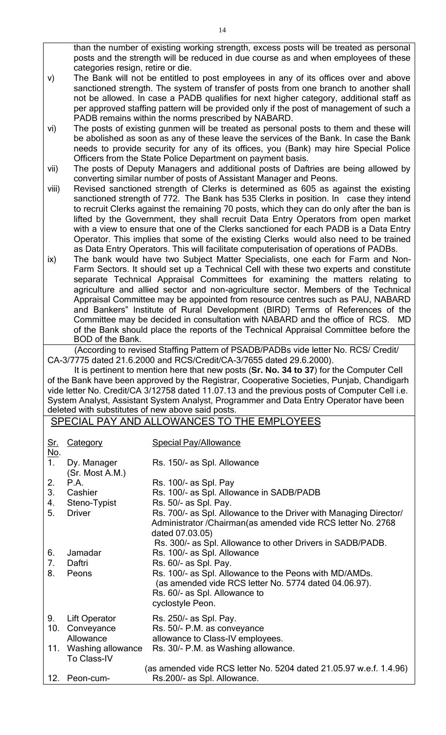than the number of existing working strength, excess posts will be treated as personal posts and the strength will be reduced in due course as and when employees of these categories resign, retire or die.

v) The Bank will not be entitled to post employees in any of its offices over and above sanctioned strength. The system of transfer of posts from one branch to another shall not be allowed. In case a PADB qualifies for next higher category, additional staff as per approved staffing pattern will be provided only if the post of management of such a PADB remains within the norms prescribed by NABARD.

vi) The posts of existing gunmen will be treated as personal posts to them and these will be abolished as soon as any of these leave the services of the Bank. In case the Bank needs to provide security for any of its offices, you (Bank) may hire Special Police Officers from the State Police Department on payment basis.

vii) The posts of Deputy Managers and additional posts of Daftries are being allowed by converting similar number of posts of Assistant Manager and Peons.

viii) Revised sanctioned strength of Clerks is determined as 605 as against the existing sanctioned strength of 772. The Bank has 535 Clerks in position. In case they intend to recruit Clerks against the remaining 70 posts, which they can do only after the ban is lifted by the Government, they shall recruit Data Entry Operators from open market with a view to ensure that one of the Clerks sanctioned for each PADB is a Data Entry Operator. This implies that some of the existing Clerks would also need to be trained as Data Entry Operators. This will facilitate computerisation of operations of PADBs.

ix) The bank would have two Subject Matter Specialists, one each for Farm and Non-Farm Sectors. It should set up a Technical Cell with these two experts and constitute separate Technical Appraisal Committees for examining the matters relating to agriculture and allied sector and non-agriculture sector. Members of the Technical Appraisal Committee may be appointed from resource centres such as PAU, NABARD and Bankers" Institute of Rural Development (BIRD) Terms of References of the Committee may be decided in consultation with NABARD and the office of RCS. MD of the Bank should place the reports of the Technical Appraisal Committee before the BOD of the Bank.

(According to revised Staffing Pattern of PSADB/PADBs vide letter No. RCS/ Credit/ CA-3/7775 dated 21.6.2000 and RCS/Credit/CA-3/7655 dated 29.6.2000).

It is pertinent to mention here that new posts (**Sr. No. 34 to 37**) for the Computer Cell of the Bank have been approved by the Registrar, Cooperative Societies, Punjab, Chandigarh vide letter No. Credit/CA 3/12758 dated 11.07.13 and the previous posts of Computer Cell i.e. System Analyst, Assistant System Analyst, Programmer and Data Entry Operator have been deleted with substitutes of new above said posts.

## SPECIAL PAY AND ALLOWANCES TO THE EMPLOYEES

| Sr. No. | Category | Special Pay/Allowance |
|---|---|---|
| 1. | Dy. Manager (Sr. Most A.M.) | Rs. 150/- as Spl. Allowance |
| 2. | P.A. | Rs. 100/- as Spl. Pay |
| 3. | Cashier | Rs. 100/- as Spl. Allowance in SADB/PADB |
| 4. | Steno-Typist | Rs. 50/- as Spl. Pay. |
| 5. | Driver | Rs. 700/- as Spl. Allowance to the Driver with Managing Director/ Administrator /Chairman(as amended vide RCS letter No. 2768 dated 07.03.05)<br>Rs. 300/- as Spl. Allowance to other Drivers in SADB/PADB. |
| 6. | Jamadar | Rs. 100/- as Spl. Allowance |
| 7. | Daftri | Rs. 60/- as Spl. Pay. |
| 8. | Peons | Rs. 100/- as Spl. Allowance to the Peons with MD/AMDs. (as amended vide RCS letter No. 5774 dated 04.06.97).<br>Rs. 60/- as Spl. Allowance to cyclostyle Peon. |
| 9. | Lift Operator | Rs. 250/- as Spl. Pay. |
| 10. | Conveyance Allowance | Rs. 50/- P.M. as conveyance allowance to Class-IV employees. |
| 11. | Washing allowance To Class-IV | Rs. 30/- P.M. as Washing allowance.<br>(as amended vide RCS letter No. 5204 dated 21.05.97 w.e.f. 1.4.96) |
| 12. | Peon-cum- | Rs.200/- as Spl. Allowance. |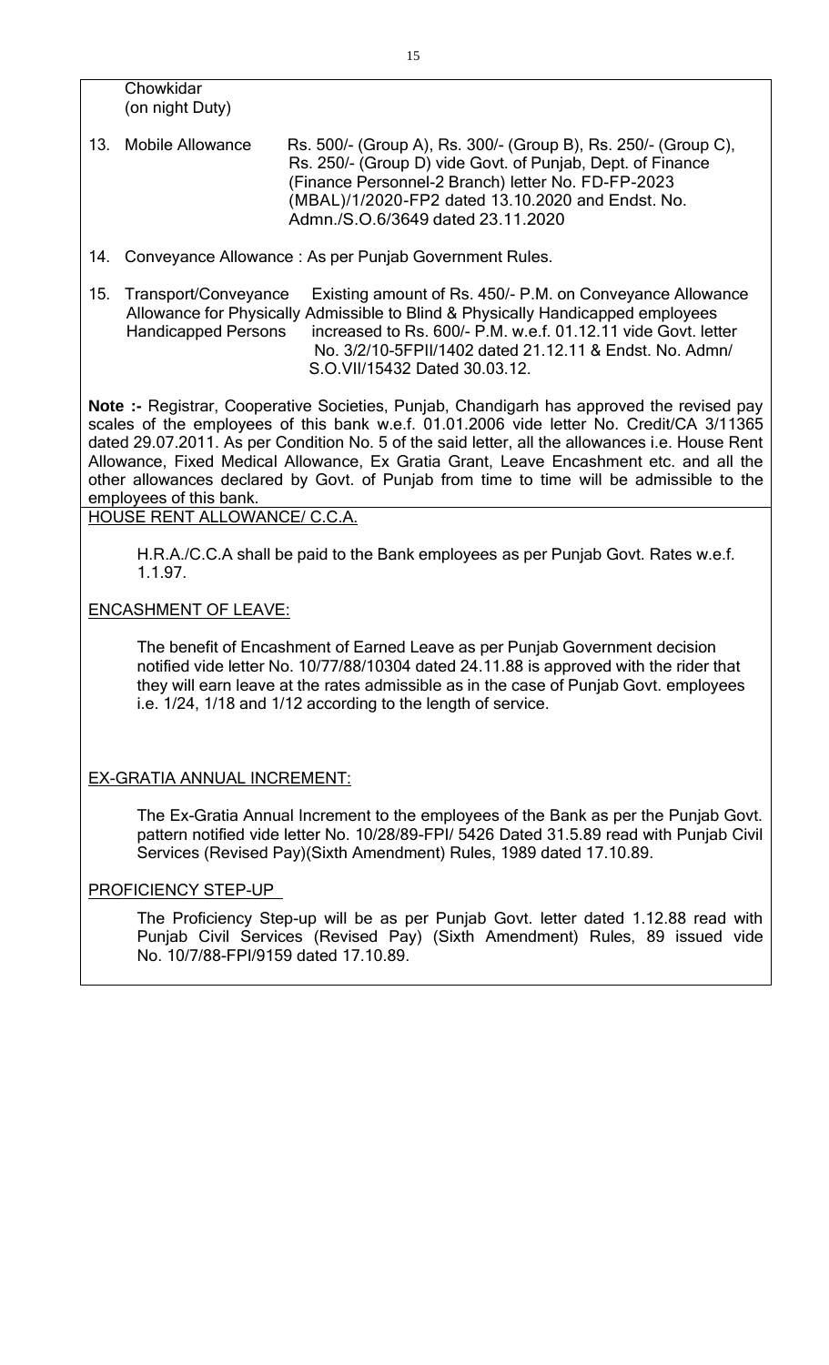Chowkidar
(on night Duty)

13. Mobile Allowance — Rs. 500/- (Group A), Rs. 300/- (Group B), Rs. 250/- (Group C), Rs. 250/- (Group D) vide Govt. of Punjab, Dept. of Finance (Finance Personnel-2 Branch) letter No. FD-FP-2023 (MBAL)/1/2020-FP2 dated 13.10.2020 and Endst. No. Admn./S.O.6/3649 dated 23.11.2020

14. Conveyance Allowance : As per Punjab Government Rules.

15. Transport/Conveyance Allowance for Physically Handicapped Persons — Existing amount of Rs. 450/- P.M. on Conveyance Allowance Admissible to Blind & Physically Handicapped employees increased to Rs. 600/- P.M. w.e.f. 01.12.11 vide Govt. letter No. 3/2/10-5FPII/1402 dated 21.12.11 & Endst. No. Admn/ S.O.VII/15432 Dated 30.03.12.

**Note :-** Registrar, Cooperative Societies, Punjab, Chandigarh has approved the revised pay scales of the employees of this bank w.e.f. 01.01.2006 vide letter No. Credit/CA 3/11365 dated 29.07.2011. As per Condition No. 5 of the said letter, all the allowances i.e. House Rent Allowance, Fixed Medical Allowance, Ex Gratia Grant, Leave Encashment etc. and all the other allowances declared by Govt. of Punjab from time to time will be admissible to the employees of this bank.

HOUSE RENT ALLOWANCE/ C.C.A.

H.R.A./C.C.A shall be paid to the Bank employees as per Punjab Govt. Rates w.e.f. 1.1.97.

ENCASHMENT OF LEAVE:

The benefit of Encashment of Earned Leave as per Punjab Government decision notified vide letter No. 10/77/88/10304 dated 24.11.88 is approved with the rider that they will earn leave at the rates admissible as in the case of Punjab Govt. employees i.e. 1/24, 1/18 and 1/12 according to the length of service.

EX-GRATIA ANNUAL INCREMENT:

The Ex-Gratia Annual Increment to the employees of the Bank as per the Punjab Govt. pattern notified vide letter No. 10/28/89-FPI/ 5426 Dated 31.5.89 read with Punjab Civil Services (Revised Pay)(Sixth Amendment) Rules, 1989 dated 17.10.89.

PROFICIENCY STEP-UP

The Proficiency Step-up will be as per Punjab Govt. letter dated 1.12.88 read with Punjab Civil Services (Revised Pay) (Sixth Amendment) Rules, 89 issued vide No. 10/7/88-FPI/9159 dated 17.10.89.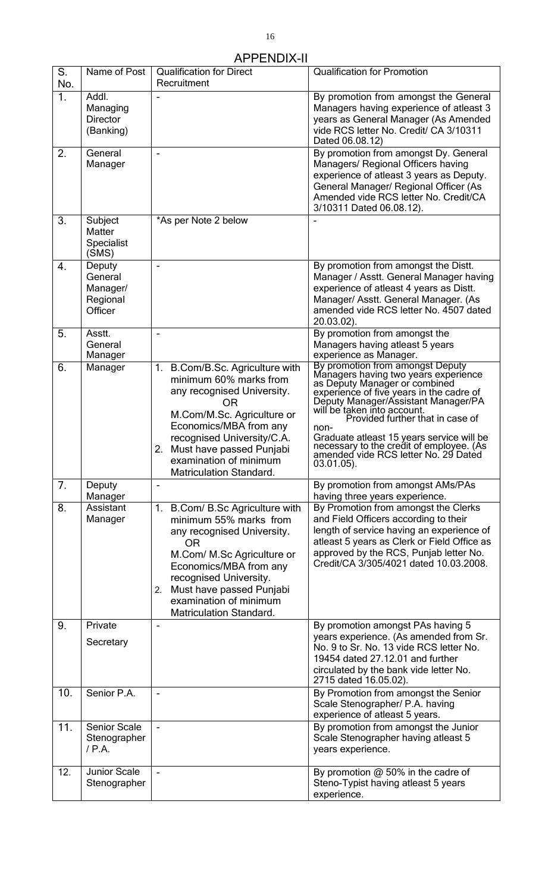# APPENDIX-II

| S. No. | Name of Post | Qualification for Direct Recruitment | Qualification for Promotion |
|---|---|---|---|
| 1. | Addl. Managing Director (Banking) | - | By promotion from amongst the General Managers having experience of atleast 3 years as General Manager (As Amended vide RCS letter No. Credit/ CA 3/10311 Dated 06.08.12) |
| 2. | General Manager | - | By promotion from amongst Dy. General Managers/ Regional Officers having experience of atleast 3 years as Deputy. General Manager/ Regional Officer (As Amended vide RCS letter No. Credit/CA 3/10311 Dated 06.08.12). |
| 3. | Subject Matter Specialist (SMS) | *As per Note 2 below | - |
| 4. | Deputy General Manager/ Regional Officer | - | By promotion from amongst the Distt. Manager / Asstt. General Manager having experience of atleast 4 years as Distt. Manager/ Asstt. General Manager. (As amended vide RCS letter No. 4507 dated 20.03.02). |
| 5. | Asstt. General Manager | - | By promotion from amongst the Managers having atleast 5 years experience as Manager. |
| 6. | Manager | 1. B.Com/B.Sc. Agriculture with minimum 60% marks from any recognised University. OR M.Com/M.Sc. Agriculture or Economics/MBA from any recognised University/C.A. 2. Must have passed Punjabi examination of minimum Matriculation Standard. | By promotion from amongst Deputy Managers having two years experience as Deputy Manager or combined experience of five years in the cadre of Deputy Manager/Assistant Manager/PA will be taken into account. Provided further that in case of non-Graduate atleast 15 years service will be necessary to the credit of employee. (As amended vide RCS letter No. 29 Dated 03.01.05). |
| 7. | Deputy Manager | - | By promotion from amongst AMs/PAs having three years experience. |
| 8. | Assistant Manager | 1. B.Com/ B.Sc Agriculture with minimum 55% marks from any recognised University. OR M.Com/ M.Sc Agriculture or Economics/MBA from any recognised University. 2. Must have passed Punjabi examination of minimum Matriculation Standard. | By Promotion from amongst the Clerks and Field Officers according to their length of service having an experience of atleast 5 years as Clerk or Field Office as approved by the RCS, Punjab letter No. Credit/CA 3/305/4021 dated 10.03.2008. |
| 9. | Private Secretary | - | By promotion amongst PAs having 5 years experience. (As amended from Sr. No. 9 to Sr. No. 13 vide RCS letter No. 19454 dated 27.12.01 and further circulated by the bank vide letter No. 2715 dated 16.05.02). |
| 10. | Senior P.A. | - | By Promotion from amongst the Senior Scale Stenographer/ P.A. having experience of atleast 5 years. |
| 11. | Senior Scale Stenographer / P.A. | - | By promotion from amongst the Junior Scale Stenographer having atleast 5 years experience. |
| 12. | Junior Scale Stenographer | - | By promotion @ 50% in the cadre of Steno-Typist having atleast 5 years experience. |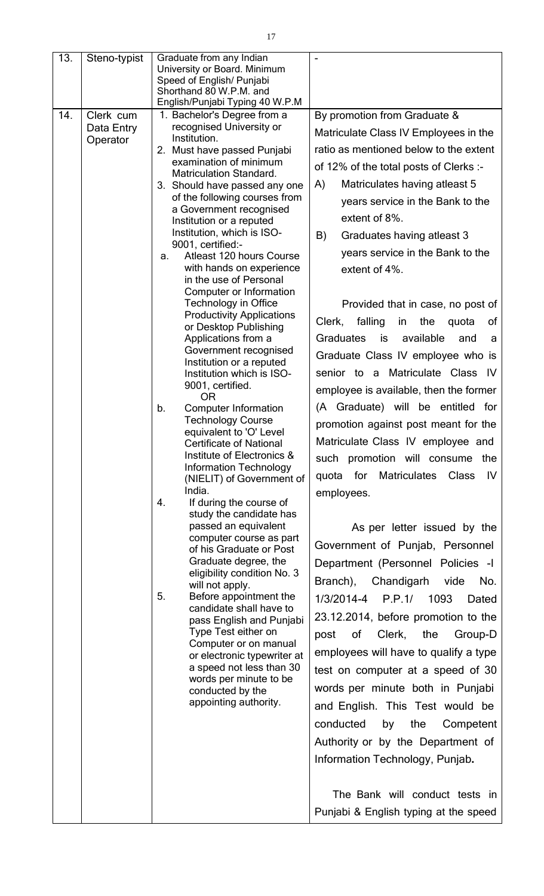| 13. | Steno-typist | Graduate from any Indian University or Board. Minimum Speed of English/ Punjabi Shorthand 80 W.P.M. and English/Punjabi Typing 40 W.P.M | - |
|---|---|---|---|
| 14. | Clerk cum Data Entry Operator | 1. Bachelor's Degree from a recognised University or Institution.<br>2. Must have passed Punjabi examination of minimum Matriculation Standard.<br>3. Should have passed any one of the following courses from a Government recognised Institution or a reputed Institution, which is ISO-9001, certified:-<br>a. Atleast 120 hours Course with hands on experience in the use of Personal Computer or Information Technology in Office Productivity Applications or Desktop Publishing Applications from a Government recognised Institution or a reputed Institution which is ISO-9001, certified.<br>OR<br>b. Computer Information Technology Course equivalent to 'O' Level Certificate of National Institute of Electronics & Information Technology (NIELIT) of Government of India.<br>4. If during the course of study the candidate has passed an equivalent computer course as part of his Graduate or Post Graduate degree, the eligibility condition No. 3 will not apply.<br>5. Before appointment the candidate shall have to pass English and Punjabi Type Test either on Computer or on manual or electronic typewriter at a speed not less than 30 words per minute to be conducted by the appointing authority. | By promotion from Graduate & Matriculate Class IV Employees in the ratio as mentioned below to the extent of 12% of the total posts of Clerks :-<br>A) Matriculates having atleast 5 years service in the Bank to the extent of 8%.<br>B) Graduates having atleast 3 years service in the Bank to the extent of 4%.<br><br>Provided that in case, no post of Clerk, falling in the quota of Graduates is available and a Graduate Class IV employee who is senior to a Matriculate Class IV employee is available, then the former (A Graduate) will be entitled for promotion against post meant for the Matriculate Class IV employee and such promotion will consume the quota for Matriculates Class IV employees.<br><br>As per letter issued by the Government of Punjab, Personnel Department (Personnel Policies -I Branch), Chandigarh vide No. 1/3/2014-4 P.P.1/ 1093 Dated 23.12.2014, before promotion to the post of Clerk, the Group-D employees will have to qualify a type test on computer at a speed of 30 words per minute both in Punjabi and English. This Test would be conducted by the Competent Authority or by the Department of Information Technology, Punjab.<br><br>The Bank will conduct tests in Punjabi & English typing at the speed |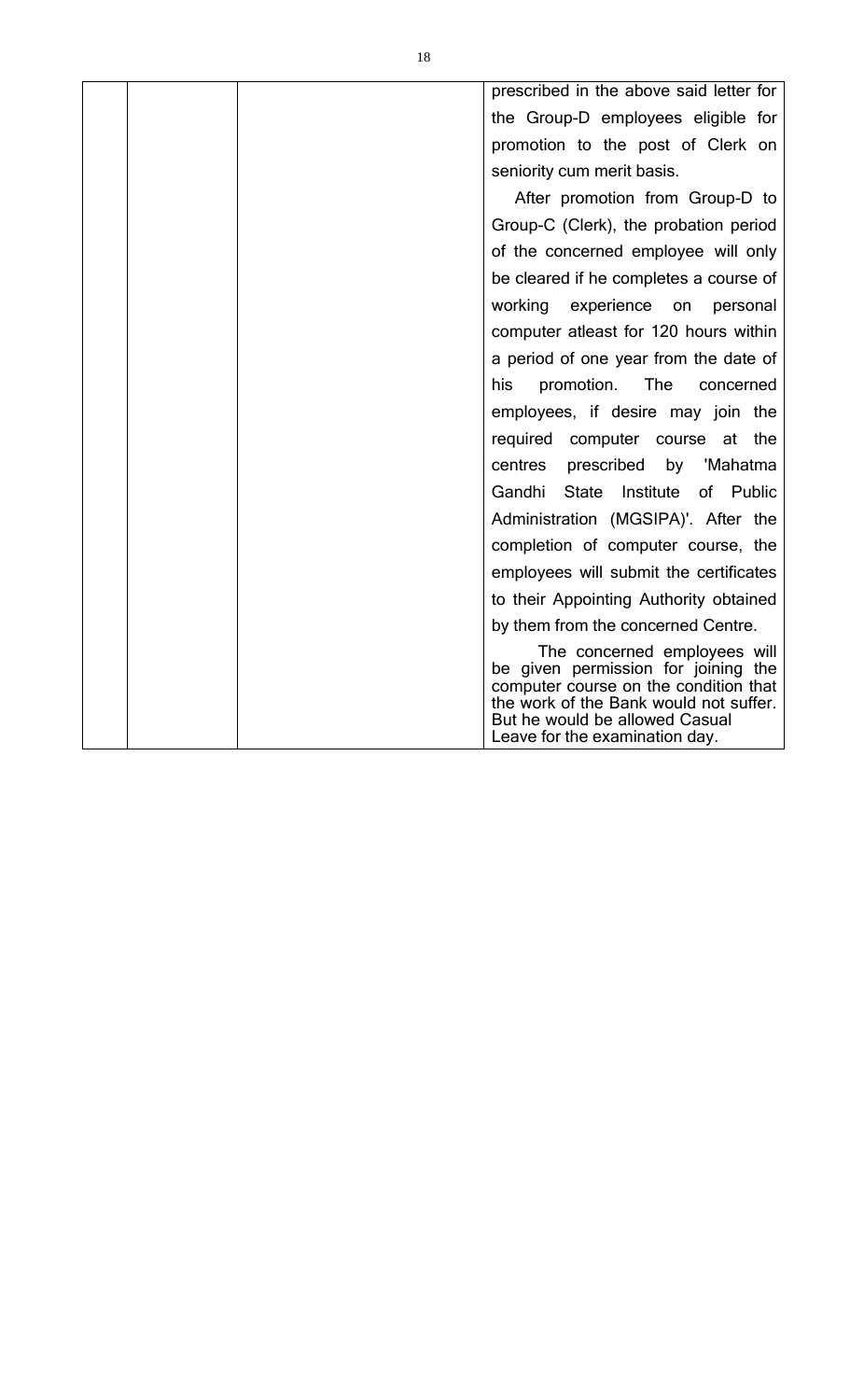| | | | prescribed in the above said letter for the Group-D employees eligible for promotion to the post of Clerk on seniority cum merit basis.<br><br>After promotion from Group-D to Group-C (Clerk), the probation period of the concerned employee will only be cleared if he completes a course of working experience on personal computer atleast for 120 hours within a period of one year from the date of his promotion. The concerned employees, if desire may join the required computer course at the centres prescribed by 'Mahatma Gandhi State Institute of Public Administration (MGSIPA)'. After the completion of computer course, the employees will submit the certificates to their Appointing Authority obtained by them from the concerned Centre.<br><br>The concerned employees will be given permission for joining the computer course on the condition that the work of the Bank would not suffer. But he would be allowed Casual Leave for the examination day. |
|---|---|---|---|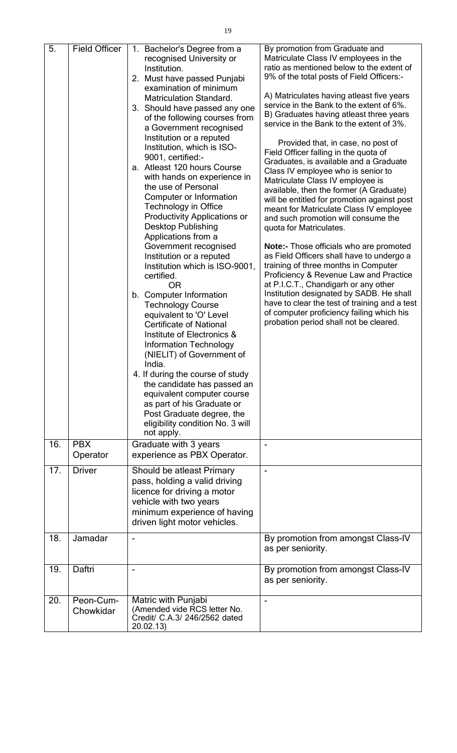| 5. | Field Officer | 1. Bachelor's Degree from a recognised University or Institution.<br>2. Must have passed Punjabi examination of minimum Matriculation Standard.<br>3. Should have passed any one of the following courses from a Government recognised Institution or a reputed Institution, which is ISO-9001, certified:-<br>a. Atleast 120 hours Course with hands on experience in the use of Personal Computer or Information Technology in Office Productivity Applications or Desktop Publishing Applications from a Government recognised Institution or a reputed Institution which is ISO-9001, certified.<br>OR<br>b. Computer Information Technology Course equivalent to 'O' Level Certificate of National Institute of Electronics & Information Technology (NIELIT) of Government of India.<br>4. If during the course of study the candidate has passed an equivalent computer course as part of his Graduate or Post Graduate degree, the eligibility condition No. 3 will not apply. | By promotion from Graduate and Matriculate Class IV employees in the ratio as mentioned below to the extent of 9% of the total posts of Field Officers:-<br><br>A) Matriculates having atleast five years service in the Bank to the extent of 6%.<br>B) Graduates having atleast three years service in the Bank to the extent of 3%.<br><br>Provided that, in case, no post of Field Officer falling in the quota of Graduates, is available and a Graduate Class IV employee who is senior to Matriculate Class IV employee is available, then the former (A Graduate) will be entitled for promotion against post meant for Matriculate Class IV employee and such promotion will consume the quota for Matriculates.<br><br>**Note:-** Those officials who are promoted as Field Officers shall have to undergo a training of three months in Computer Proficiency & Revenue Law and Practice at P.I.C.T., Chandigarh or any other Institution designated by SADB. He shall have to clear the test of training and a test of computer proficiency failing which his probation period shall not be cleared. |
|---|---|---|---|
| 16. | PBX Operator | Graduate with 3 years experience as PBX Operator. | - |
| 17. | Driver | Should be atleast Primary pass, holding a valid driving licence for driving a motor vehicle with two years minimum experience of having driven light motor vehicles. | - |
| 18. | Jamadar | - | By promotion from amongst Class-IV as per seniority. |
| 19. | Daftri | - | By promotion from amongst Class-IV as per seniority. |
| 20. | Peon-Cum-Chowkidar | Matric with Punjabi (Amended vide RCS letter No. Credit/ C.A.3/ 246/2562 dated 20.02.13) | - |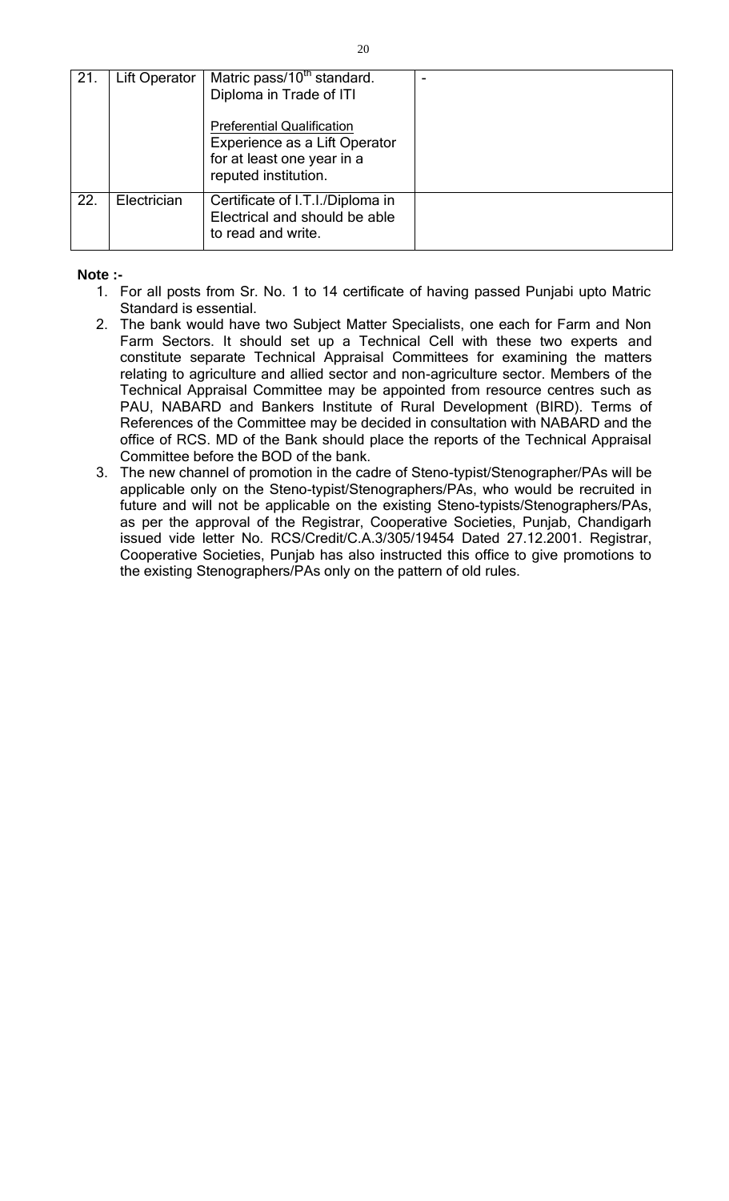| 21. | Lift Operator | Matric pass/10$^{th}$ standard.<br>Diploma in Trade of ITI<br><br><u>Preferential Qualification</u><br>Experience as a Lift Operator for at least one year in a reputed institution. | - |
|---|---|---|---|
| 22. | Electrician | Certificate of I.T.I./Diploma in Electrical and should be able to read and write. | |

**Note :-**

1. For all posts from Sr. No. 1 to 14 certificate of having passed Punjabi upto Matric Standard is essential.
2. The bank would have two Subject Matter Specialists, one each for Farm and Non Farm Sectors. It should set up a Technical Cell with these two experts and constitute separate Technical Appraisal Committees for examining the matters relating to agriculture and allied sector and non-agriculture sector. Members of the Technical Appraisal Committee may be appointed from resource centres such as PAU, NABARD and Bankers Institute of Rural Development (BIRD). Terms of References of the Committee may be decided in consultation with NABARD and the office of RCS. MD of the Bank should place the reports of the Technical Appraisal Committee before the BOD of the bank.
3. The new channel of promotion in the cadre of Steno-typist/Stenographer/PAs will be applicable only on the Steno-typist/Stenographers/PAs, who would be recruited in future and will not be applicable on the existing Steno-typists/Stenographers/PAs, as per the approval of the Registrar, Cooperative Societies, Punjab, Chandigarh issued vide letter No. RCS/Credit/C.A.3/305/19454 Dated 27.12.2001. Registrar, Cooperative Societies, Punjab has also instructed this office to give promotions to the existing Stenographers/PAs only on the pattern of old rules.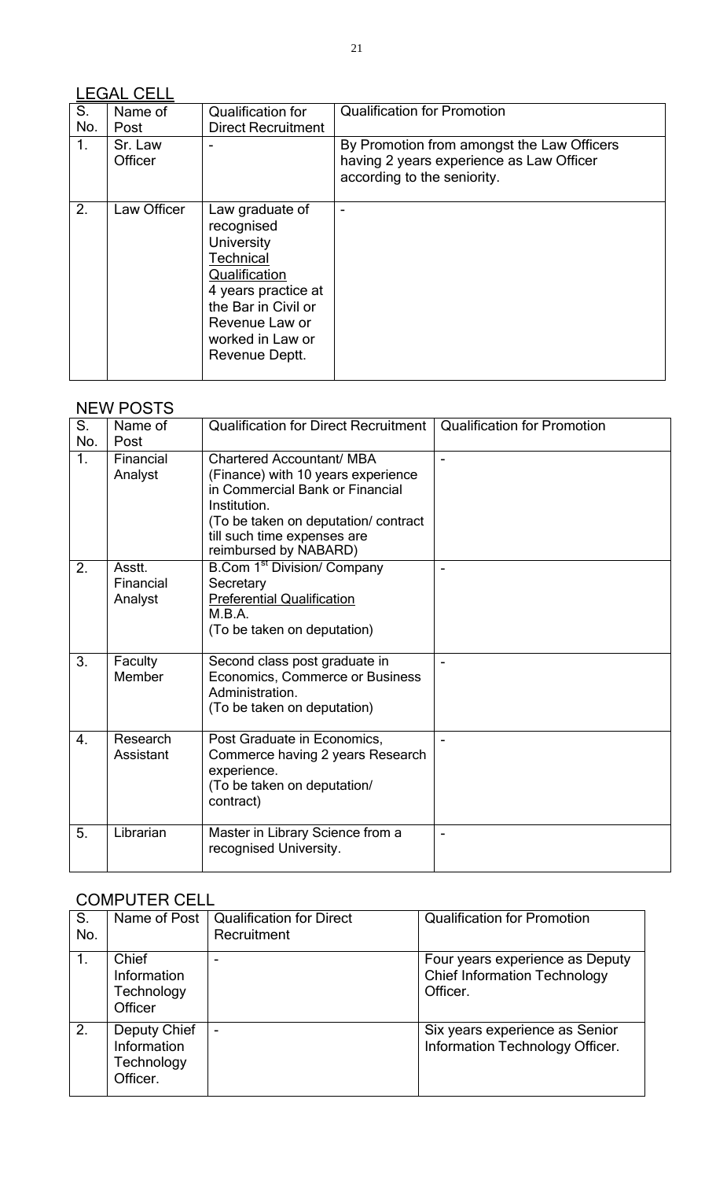## LEGAL CELL

| S. No. | Name of Post | Qualification for Direct Recruitment | Qualification for Promotion |
|---|---|---|---|
| 1. | Sr. Law Officer | - | By Promotion from amongst the Law Officers having 2 years experience as Law Officer according to the seniority. |
| 2. | Law Officer | Law graduate of recognised University<br>Technical Qualification<br>4 years practice at the Bar in Civil or Revenue Law or worked in Law or Revenue Deptt. | - |

## NEW POSTS

| S. No. | Name of Post | Qualification for Direct Recruitment | Qualification for Promotion |
|---|---|---|---|
| 1. | Financial Analyst | Chartered Accountant/ MBA (Finance) with 10 years experience in Commercial Bank or Financial Institution.<br>(To be taken on deputation/ contract till such time expenses are reimbursed by NABARD) | - |
| 2. | Asstt. Financial Analyst | B.Com 1st Division/ Company Secretary<br>Preferential Qualification<br>M.B.A.<br>(To be taken on deputation) | - |
| 3. | Faculty Member | Second class post graduate in Economics, Commerce or Business Administration.<br>(To be taken on deputation) | - |
| 4. | Research Assistant | Post Graduate in Economics, Commerce having 2 years Research experience.<br>(To be taken on deputation/ contract) | - |
| 5. | Librarian | Master in Library Science from a recognised University. | - |

## COMPUTER CELL

| S. No. | Name of Post | Qualification for Direct Recruitment | Qualification for Promotion |
|---|---|---|---|
| 1. | Chief Information Technology Officer | - | Four years experience as Deputy Chief Information Technology Officer. |
| 2. | Deputy Chief Information Technology Officer. | - | Six years experience as Senior Information Technology Officer. |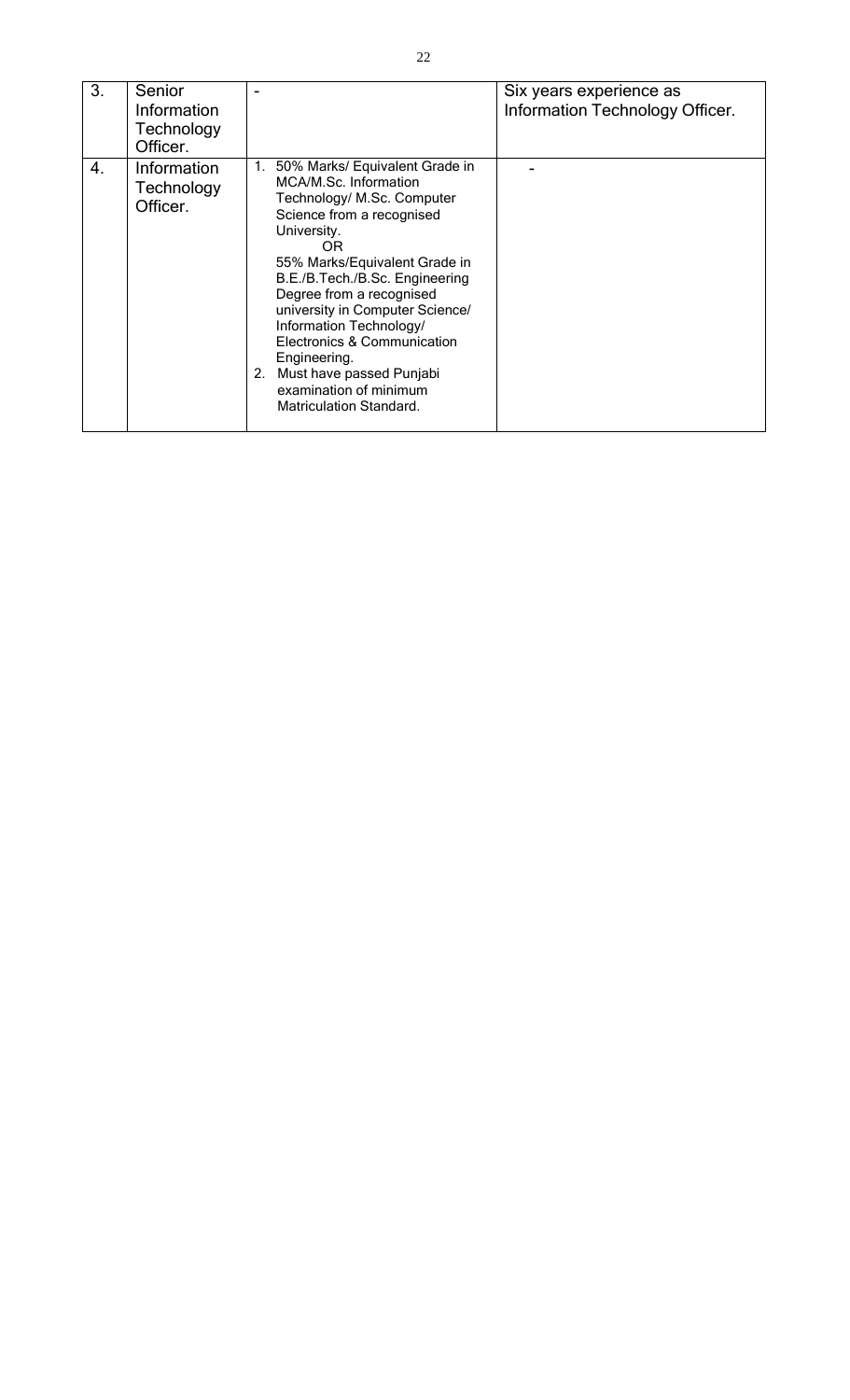| 3. | Senior Information Technology Officer. | - | Six years experience as Information Technology Officer. |
|---|---|---|---|
| 4. | Information Technology Officer. | 1. 50% Marks/ Equivalent Grade in MCA/M.Sc. Information Technology/ M.Sc. Computer Science from a recognised University.<br>OR<br>55% Marks/Equivalent Grade in B.E./B.Tech./B.Sc. Engineering Degree from a recognised university in Computer Science/ Information Technology/ Electronics & Communication Engineering.<br>2. Must have passed Punjabi examination of minimum Matriculation Standard. | - |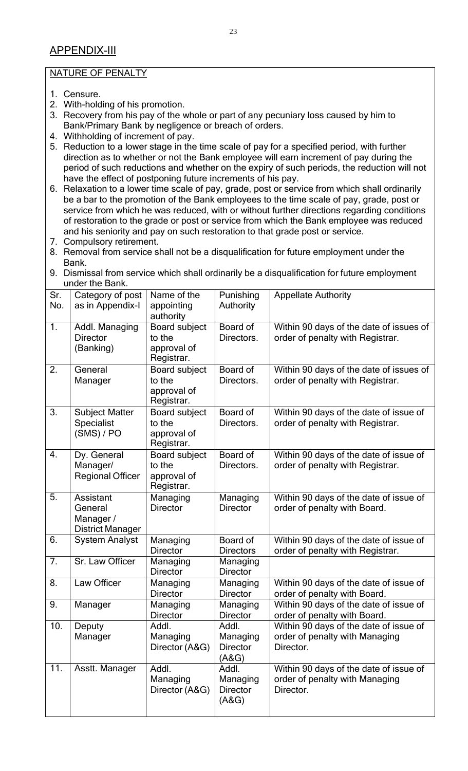## APPENDIX-III

NATURE OF PENALTY

1. Censure.
2. With-holding of his promotion.
3. Recovery from his pay of the whole or part of any pecuniary loss caused by him to Bank/Primary Bank by negligence or breach of orders.
4. Withholding of increment of pay.
5. Reduction to a lower stage in the time scale of pay for a specified period, with further direction as to whether or not the Bank employee will earn increment of pay during the period of such reductions and whether on the expiry of such periods, the reduction will not have the effect of postponing future increments of his pay.
6. Relaxation to a lower time scale of pay, grade, post or service from which shall ordinarily be a bar to the promotion of the Bank employees to the time scale of pay, grade, post or service from which he was reduced, with or without further directions regarding conditions of restoration to the grade or post or service from which the Bank employee was reduced and his seniority and pay on such restoration to that grade post or service.
7. Compulsory retirement.
8. Removal from service shall not be a disqualification for future employment under the Bank.
9. Dismissal from service which shall ordinarily be a disqualification for future employment under the Bank.

| Sr. No. | Category of post as in Appendix-I | Name of the appointing authority | Punishing Authority | Appellate Authority |
|---|---|---|---|---|
| 1. | Addl. Managing Director (Banking) | Board subject to the approval of Registrar. | Board of Directors. | Within 90 days of the date of issues of order of penalty with Registrar. |
| 2. | General Manager | Board subject to the approval of Registrar. | Board of Directors. | Within 90 days of the date of issues of order of penalty with Registrar. |
| 3. | Subject Matter Specialist (SMS) / PO | Board subject to the approval of Registrar. | Board of Directors. | Within 90 days of the date of issue of order of penalty with Registrar. |
| 4. | Dy. General Manager/ Regional Officer | Board subject to the approval of Registrar. | Board of Directors. | Within 90 days of the date of issue of order of penalty with Registrar. |
| 5. | Assistant General Manager / District Manager | Managing Director | Managing Director | Within 90 days of the date of issue of order of penalty with Board. |
| 6. | System Analyst | Managing Director | Board of Directors | Within 90 days of the date of issue of order of penalty with Registrar. |
| 7. | Sr. Law Officer | Managing Director | Managing Director | |
| 8. | Law Officer | Managing Director | Managing Director | Within 90 days of the date of issue of order of penalty with Board. |
| 9. | Manager | Managing Director | Managing Director | Within 90 days of the date of issue of order of penalty with Board. |
| 10. | Deputy Manager | Addl. Managing Director (A&G) | Addl. Managing Director (A&G) | Within 90 days of the date of issue of order of penalty with Managing Director. |
| 11. | Asstt. Manager | Addl. Managing Director (A&G) | Addl. Managing Director (A&G) | Within 90 days of the date of issue of order of penalty with Managing Director. |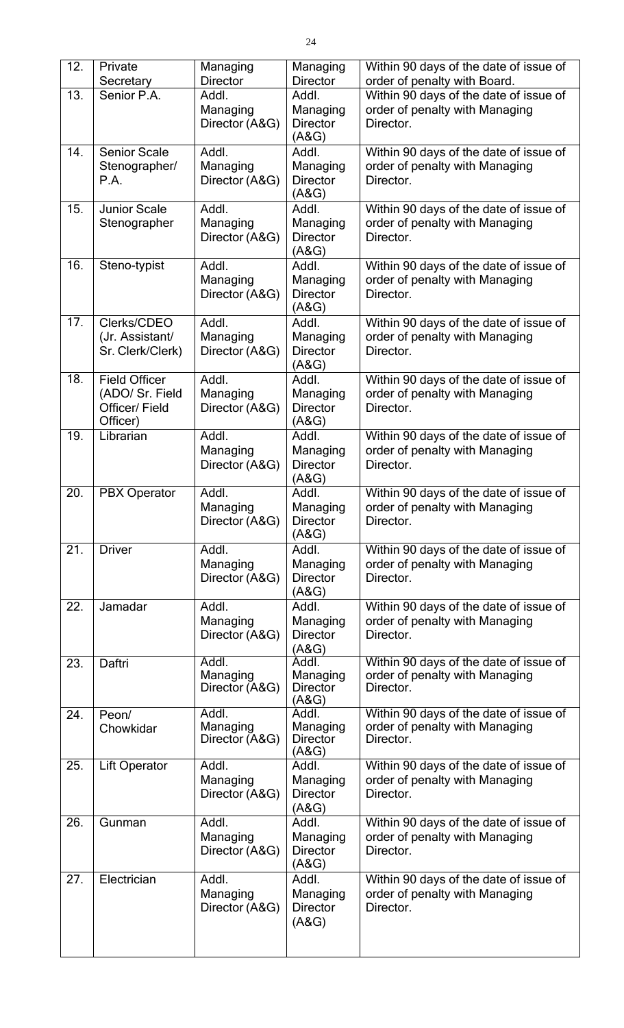| 12. | Private Secretary | Managing Director | Managing Director | Within 90 days of the date of issue of order of penalty with Board. |
|---|---|---|---|---|
| 13. | Senior P.A. | Addl. Managing Director (A&G) | Addl. Managing Director (A&G) | Within 90 days of the date of issue of order of penalty with Managing Director. |
| 14. | Senior Scale Stenographer/ P.A. | Addl. Managing Director (A&G) | Addl. Managing Director (A&G) | Within 90 days of the date of issue of order of penalty with Managing Director. |
| 15. | Junior Scale Stenographer | Addl. Managing Director (A&G) | Addl. Managing Director (A&G) | Within 90 days of the date of issue of order of penalty with Managing Director. |
| 16. | Steno-typist | Addl. Managing Director (A&G) | Addl. Managing Director (A&G) | Within 90 days of the date of issue of order of penalty with Managing Director. |
| 17. | Clerks/CDEO (Jr. Assistant/ Sr. Clerk/Clerk) | Addl. Managing Director (A&G) | Addl. Managing Director (A&G) | Within 90 days of the date of issue of order of penalty with Managing Director. |
| 18. | Field Officer (ADO/ Sr. Field Officer/ Field Officer) | Addl. Managing Director (A&G) | Addl. Managing Director (A&G) | Within 90 days of the date of issue of order of penalty with Managing Director. |
| 19. | Librarian | Addl. Managing Director (A&G) | Addl. Managing Director (A&G) | Within 90 days of the date of issue of order of penalty with Managing Director. |
| 20. | PBX Operator | Addl. Managing Director (A&G) | Addl. Managing Director (A&G) | Within 90 days of the date of issue of order of penalty with Managing Director. |
| 21. | Driver | Addl. Managing Director (A&G) | Addl. Managing Director (A&G) | Within 90 days of the date of issue of order of penalty with Managing Director. |
| 22. | Jamadar | Addl. Managing Director (A&G) | Addl. Managing Director (A&G) | Within 90 days of the date of issue of order of penalty with Managing Director. |
| 23. | Daftri | Addl. Managing Director (A&G) | Addl. Managing Director (A&G) | Within 90 days of the date of issue of order of penalty with Managing Director. |
| 24. | Peon/ Chowkidar | Addl. Managing Director (A&G) | Addl. Managing Director (A&G) | Within 90 days of the date of issue of order of penalty with Managing Director. |
| 25. | Lift Operator | Addl. Managing Director (A&G) | Addl. Managing Director (A&G) | Within 90 days of the date of issue of order of penalty with Managing Director. |
| 26. | Gunman | Addl. Managing Director (A&G) | Addl. Managing Director (A&G) | Within 90 days of the date of issue of order of penalty with Managing Director. |
| 27. | Electrician | Addl. Managing Director (A&G) | Addl. Managing Director (A&G) | Within 90 days of the date of issue of order of penalty with Managing Director. |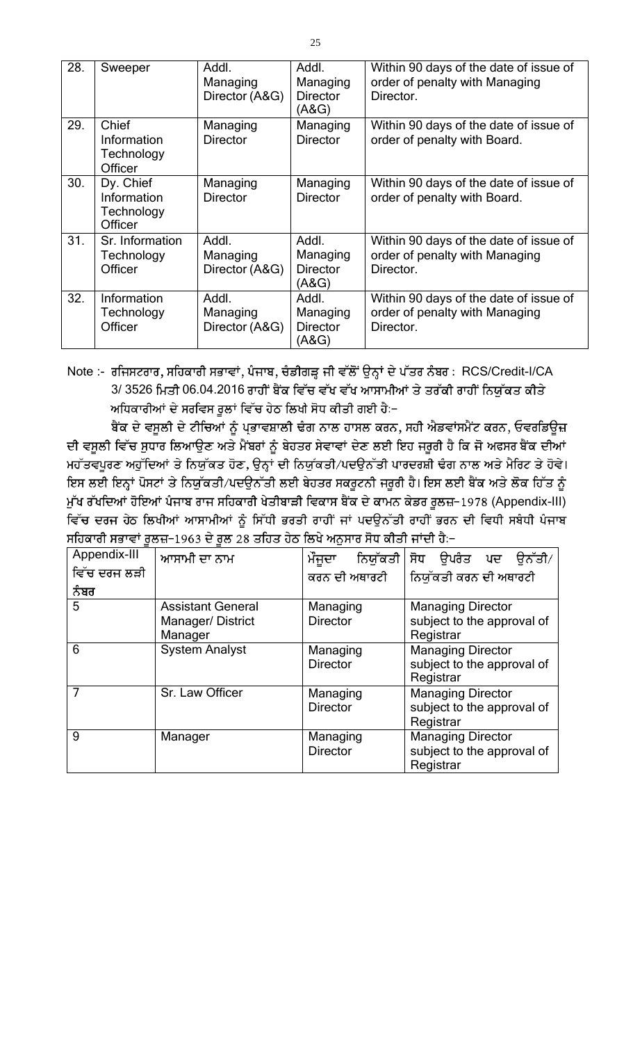| 28. | Sweeper | Addl. Managing Director (A&G) | Addl. Managing Director (A&G) | Within 90 days of the date of issue of order of penalty with Managing Director. |
|---|---|---|---|---|
| 29. | Chief Information Technology Officer | Managing Director | Managing Director | Within 90 days of the date of issue of order of penalty with Board. |
| 30. | Dy. Chief Information Technology Officer | Managing Director | Managing Director | Within 90 days of the date of issue of order of penalty with Board. |
| 31. | Sr. Information Technology Officer | Addl. Managing Director (A&G) | Addl. Managing Director (A&G) | Within 90 days of the date of issue of order of penalty with Managing Director. |
| 32. | Information Technology Officer | Addl. Managing Director (A&G) | Addl. Managing Director (A&G) | Within 90 days of the date of issue of order of penalty with Managing Director. |

Note :- ਰਜਿਸਟਰਾਰ, ਸਹਿਕਾਰੀ ਸਭਾਵਾਂ, ਪੰਜਾਬ, ਚੰਡੀਗੜ੍ਹ ਜੀ ਵੱਲੋਂ ਉਨ੍ਹਾਂ ਦੇ ਪੱਤਰ ਨੰਬਰ : RCS/Credit-I/CA 3/ 3526 ਮਿਤੀ 06.04.2016 ਰਾਹੀਂ ਬੈਂਕ ਵਿੱਚ ਵੱਖ ਵੱਖ ਆਸਾਮੀਆਂ ਤੇ ਤਰੱਕੀ ਰਾਹੀਂ ਨਿਯੁੱਕਤ ਕੀਤੇ ਅਧਿਕਾਰੀਆਂ ਦੇ ਸਰਵਿਸ ਰੂਲਾਂ ਵਿੱਚ ਹੇਠ ਲਿਖੀ ਸੋਧ ਕੀਤੀ ਗਈ ਹੈ:–

ਬੈਂਕ ਦੇ ਵਸੂਲੀ ਦੇ ਟੀਚਿਆਂ ਨੂੰ ਪ੍ਰਭਾਵਸ਼ਾਲੀ ਢੰਗ ਨਾਲ ਹਾਸਲ ਕਰਨ, ਸਹੀ ਐਡਵਾਂਸਮੈਂਟ ਕਰਨ, ਓਵਰਡਿਊਜ਼ ਦੀ ਵਸੂਲੀ ਵਿੱਚ ਸੁਧਾਰ ਲਿਆਉਣ ਅਤੇ ਮੈਂਬਰਾਂ ਨੂੰ ਬੇਹਤਰ ਸੇਵਾਵਾਂ ਦੇਣ ਲਈ ਇਹ ਜਰੂਰੀ ਹੈ ਕਿ ਜੋ ਅਫਸਰ ਬੈਂਕ ਦੀਆਂ ਮਹੱਤਵਪੂਰਣ ਅਹੁੱਦਿਆਂ ਤੇ ਨਿਯੁੱਕਤ ਹੋਣ, ਉਨ੍ਹਾਂ ਦੀ ਨਿਯੁਕਤੀ/ਪਦਉਨੱਤੀ ਪਾਰਦਰਸ਼ੀ ਢੰਗ ਨਾਲ ਅਤੇ ਮੈਰਿਟ ਤੇ ਹੋਵੇ। ਇਸ ਲਈ ਇਨ੍ਹਾਂ ਪੋਸਟਾਂ ਤੇ ਨਿਯੁੱਕਤੀ/ਪਦਉਨੱਤੀ ਲਈ ਬੇਹਤਰ ਸਕਰੂਟਨੀ ਜਰੂਰੀ ਹੈ। ਇਸ ਲਈ ਬੈਂਕ ਅਤੇ ਲੋਕ ਹਿੱਤ ਨੂੰ ਮੁੱਖ ਰੱਖਦਿਆਂ ਹੋਇਆਂ ਪੰਜਾਬ ਰਾਜ ਸਹਿਕਾਰੀ ਖੇਤੀਬਾੜੀ ਵਿਕਾਸ ਬੈਂਕ ਦੇ ਕਾਮਨ ਕੇਡਰ ਰੂਲਜ਼–1978 (Appendix-III) ਵਿੱਚ ਦਰਜ ਹੇਠ ਲਿਖੀਆਂ ਆਸਾਮੀਆਂ ਨੂੰ ਸਿੱਧੀ ਭਰਤੀ ਰਾਹੀਂ ਜਾਂ ਪਦਉਨੱਤੀ ਰਾਹੀਂ ਭਰਨ ਦੀ ਵਿਧੀ ਸਬੰਧੀ ਪੰਜਾਬ ਸਹਿਕਾਰੀ ਸਭਾਵਾਂ ਰੂਲਜ਼–1963 ਦੇ ਰੂਲ 28 ਤਹਿਤ ਹੇਠ ਲਿਖੇ ਅਨੁਸਾਰ ਸੋਧ ਕੀਤੀ ਜਾਂਦੀ ਹੈ:–

| Appendix-III ਵਿੱਚ ਦਰਜ ਲੜੀ ਨੰਬਰ | ਆਸਾਮੀ ਦਾ ਨਾਮ | ਮੌਜੂਦਾ ਨਿਯੁੱਕਤੀ ਕਰਨ ਦੀ ਅਥਾਰਟੀ | ਸੋਧ ਉਪਰੰਤ ਪਦ ਉਨੱਤੀ/ ਨਿਯੁੱਕਤੀ ਕਰਨ ਦੀ ਅਥਾਰਟੀ |
|---|---|---|---|
| 5 | Assistant General Manager/ District Manager | Managing Director | Managing Director subject to the approval of Registrar |
| 6 | System Analyst | Managing Director | Managing Director subject to the approval of Registrar |
| 7 | Sr. Law Officer | Managing Director | Managing Director subject to the approval of Registrar |
| 9 | Manager | Managing Director | Managing Director subject to the approval of Registrar |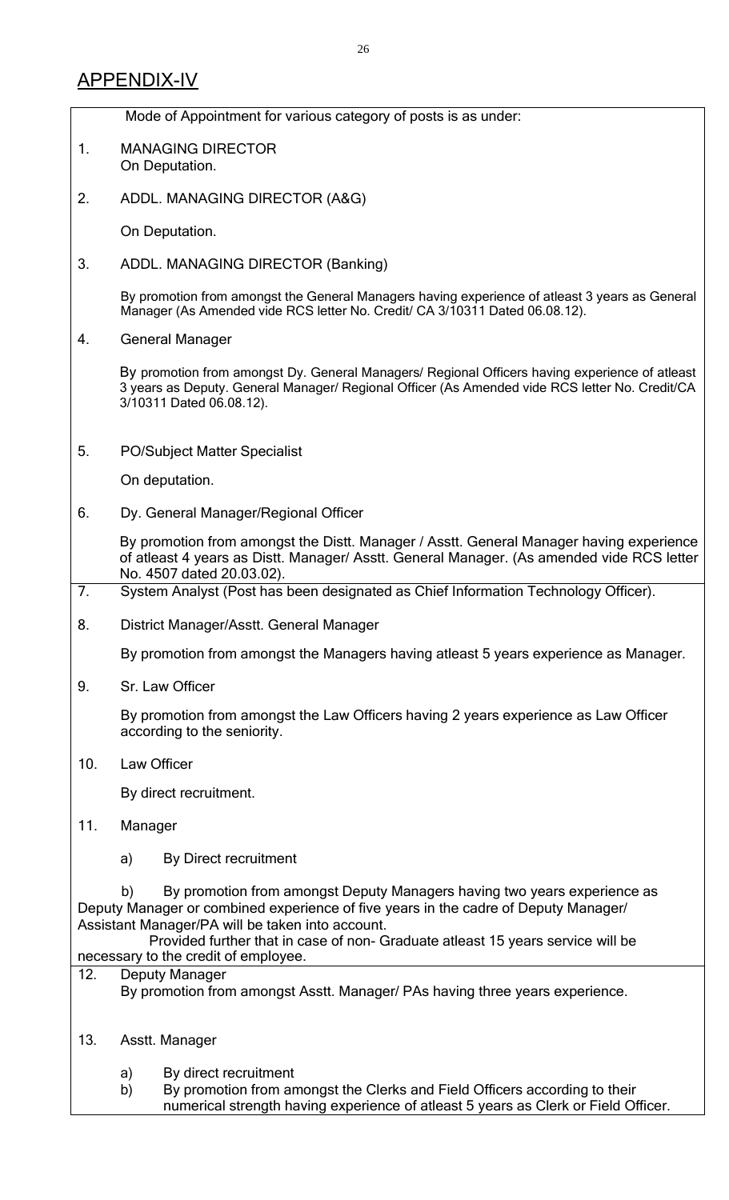## APPENDIX-IV

Mode of Appointment for various category of posts is as under:

1. MANAGING DIRECTOR

   On Deputation.

2. ADDL. MANAGING DIRECTOR (A&G)

   On Deputation.

3. ADDL. MANAGING DIRECTOR (Banking)

   By promotion from amongst the General Managers having experience of atleast 3 years as General Manager (As Amended vide RCS letter No. Credit/ CA 3/10311 Dated 06.08.12).

4. General Manager

   By promotion from amongst Dy. General Managers/ Regional Officers having experience of atleast 3 years as Deputy. General Manager/ Regional Officer (As Amended vide RCS letter No. Credit/CA 3/10311 Dated 06.08.12).

5. PO/Subject Matter Specialist

   On deputation.

6. Dy. General Manager/Regional Officer

   By promotion from amongst the Distt. Manager / Asstt. General Manager having experience of atleast 4 years as Distt. Manager/ Asstt. General Manager. (As amended vide RCS letter No. 4507 dated 20.03.02).

7. System Analyst (Post has been designated as Chief Information Technology Officer).

8. District Manager/Asstt. General Manager

   By promotion from amongst the Managers having atleast 5 years experience as Manager.

9. Sr. Law Officer

   By promotion from amongst the Law Officers having 2 years experience as Law Officer according to the seniority.

10. Law Officer

    By direct recruitment.

11. Manager

    a) By Direct recruitment

    b) By promotion from amongst Deputy Managers having two years experience as Deputy Manager or combined experience of five years in the cadre of Deputy Manager/ Assistant Manager/PA will be taken into account.

    Provided further that in case of non- Graduate atleast 15 years service will be necessary to the credit of employee.

12. Deputy Manager

    By promotion from amongst Asstt. Manager/ PAs having three years experience.

13. Asstt. Manager

    a) By direct recruitment
    b) By promotion from amongst the Clerks and Field Officers according to their numerical strength having experience of atleast 5 years as Clerk or Field Officer.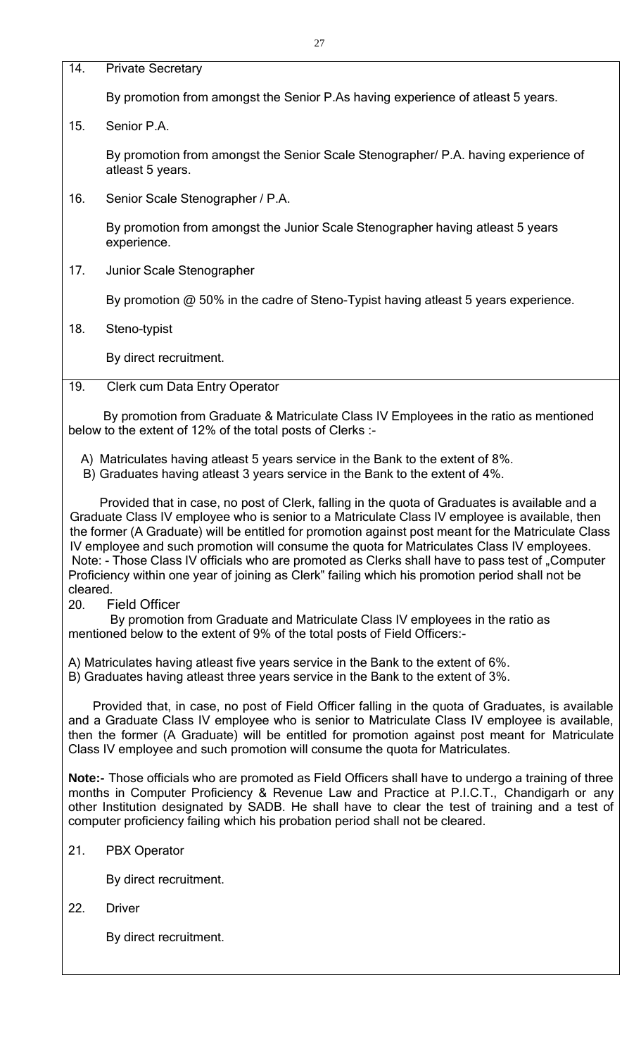14. Private Secretary

    By promotion from amongst the Senior P.As having experience of atleast 5 years.

15. Senior P.A.

    By promotion from amongst the Senior Scale Stenographer/ P.A. having experience of atleast 5 years.

16. Senior Scale Stenographer / P.A.

    By promotion from amongst the Junior Scale Stenographer having atleast 5 years experience.

17. Junior Scale Stenographer

    By promotion @ 50% in the cadre of Steno-Typist having atleast 5 years experience.

18. Steno-typist

    By direct recruitment.

19. Clerk cum Data Entry Operator

By promotion from Graduate & Matriculate Class IV Employees in the ratio as mentioned below to the extent of 12% of the total posts of Clerks :-

A) Matriculates having atleast 5 years service in the Bank to the extent of 8%.
B) Graduates having atleast 3 years service in the Bank to the extent of 4%.

Provided that in case, no post of Clerk, falling in the quota of Graduates is available and a Graduate Class IV employee who is senior to a Matriculate Class IV employee is available, then the former (A Graduate) will be entitled for promotion against post meant for the Matriculate Class IV employee and such promotion will consume the quota for Matriculates Class IV employees.
Note: - Those Class IV officials who are promoted as Clerks shall have to pass test of „Computer Proficiency within one year of joining as Clerk" failing which his promotion period shall not be cleared.

20. Field Officer

By promotion from Graduate and Matriculate Class IV employees in the ratio as mentioned below to the extent of 9% of the total posts of Field Officers:-

A) Matriculates having atleast five years service in the Bank to the extent of 6%.
B) Graduates having atleast three years service in the Bank to the extent of 3%.

Provided that, in case, no post of Field Officer falling in the quota of Graduates, is available and a Graduate Class IV employee who is senior to Matriculate Class IV employee is available, then the former (A Graduate) will be entitled for promotion against post meant for Matriculate Class IV employee and such promotion will consume the quota for Matriculates.

**Note:-** Those officials who are promoted as Field Officers shall have to undergo a training of three months in Computer Proficiency & Revenue Law and Practice at P.I.C.T., Chandigarh or any other Institution designated by SADB. He shall have to clear the test of training and a test of computer proficiency failing which his probation period shall not be cleared.

21. PBX Operator

    By direct recruitment.

22. Driver

    By direct recruitment.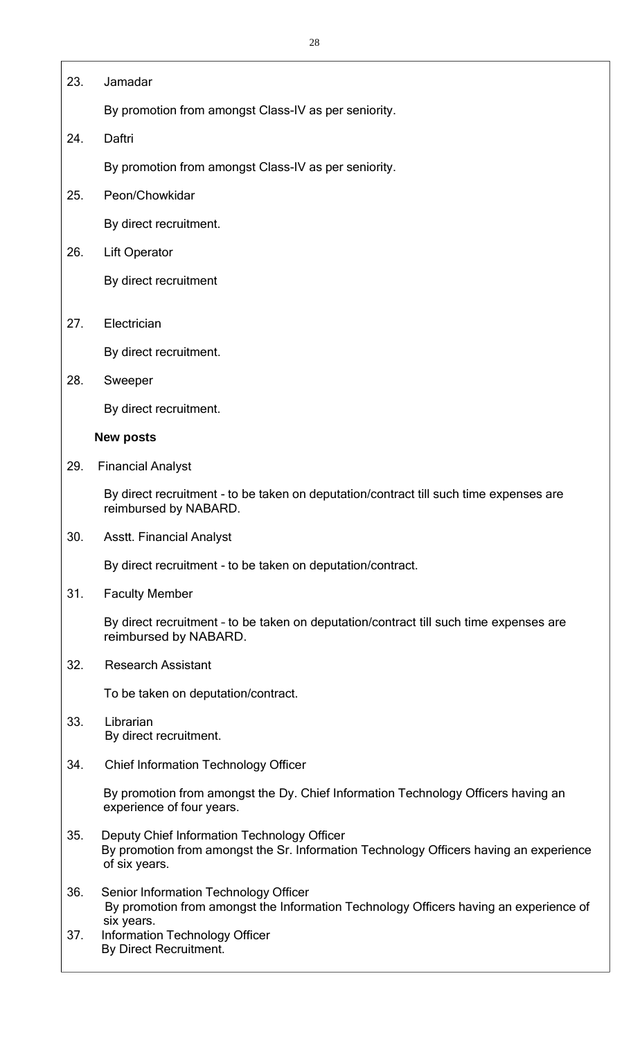23. Jamadar

    By promotion from amongst Class-IV as per seniority.

24. Daftri

    By promotion from amongst Class-IV as per seniority.

25. Peon/Chowkidar

    By direct recruitment.

26. Lift Operator

    By direct recruitment

27. Electrician

    By direct recruitment.

28. Sweeper

    By direct recruitment.

**New posts**

29. Financial Analyst

    By direct recruitment - to be taken on deputation/contract till such time expenses are reimbursed by NABARD.

30. Asstt. Financial Analyst

    By direct recruitment - to be taken on deputation/contract.

31. Faculty Member

    By direct recruitment – to be taken on deputation/contract till such time expenses are reimbursed by NABARD.

32. Research Assistant

    To be taken on deputation/contract.

33. Librarian

    By direct recruitment.

34. Chief Information Technology Officer

    By promotion from amongst the Dy. Chief Information Technology Officers having an experience of four years.

35. Deputy Chief Information Technology Officer

    By promotion from amongst the Sr. Information Technology Officers having an experience of six years.

36. Senior Information Technology Officer

    By promotion from amongst the Information Technology Officers having an experience of six years.

37. Information Technology Officer

    By Direct Recruitment.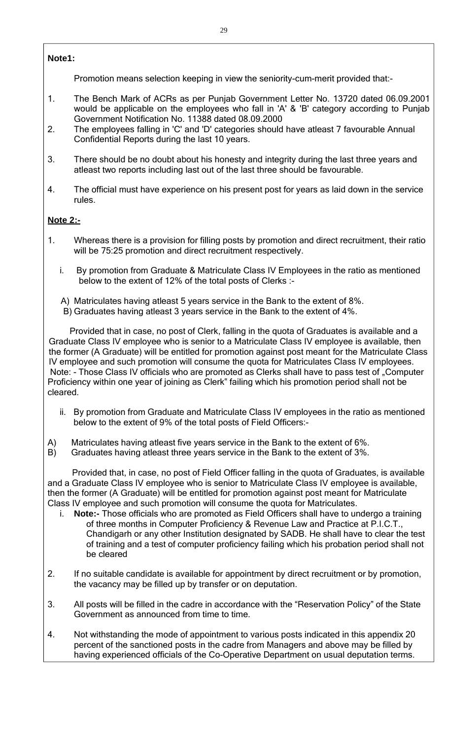**Note1:**

Promotion means selection keeping in view the seniority-cum-merit provided that:-

1. The Bench Mark of ACRs as per Punjab Government Letter No. 13720 dated 06.09.2001 would be applicable on the employees who fall in 'A' & 'B' category according to Punjab Government Notification No. 11388 dated 08.09.2000
2. The employees falling in 'C' and 'D' categories should have atleast 7 favourable Annual Confidential Reports during the last 10 years.
3. There should be no doubt about his honesty and integrity during the last three years and atleast two reports including last out of the last three should be favourable.
4. The official must have experience on his present post for years as laid down in the service rules.

**Note 2:-**

1. Whereas there is a provision for filling posts by promotion and direct recruitment, their ratio will be 75:25 promotion and direct recruitment respectively.

   i. By promotion from Graduate & Matriculate Class IV Employees in the ratio as mentioned below to the extent of 12% of the total posts of Clerks :-

   A) Matriculates having atleast 5 years service in the Bank to the extent of 8%.
   B) Graduates having atleast 3 years service in the Bank to the extent of 4%.

   Provided that in case, no post of Clerk, falling in the quota of Graduates is available and a Graduate Class IV employee who is senior to a Matriculate Class IV employee is available, then the former (A Graduate) will be entitled for promotion against post meant for the Matriculate Class IV employee and such promotion will consume the quota for Matriculates Class IV employees.
   Note: - Those Class IV officials who are promoted as Clerks shall have to pass test of „Computer Proficiency within one year of joining as Clerk" failing which his promotion period shall not be cleared.

   ii. By promotion from Graduate and Matriculate Class IV employees in the ratio as mentioned below to the extent of 9% of the total posts of Field Officers:-

   A) Matriculates having atleast five years service in the Bank to the extent of 6%.
   B) Graduates having atleast three years service in the Bank to the extent of 3%.

   Provided that, in case, no post of Field Officer falling in the quota of Graduates, is available and a Graduate Class IV employee who is senior to Matriculate Class IV employee is available, then the former (A Graduate) will be entitled for promotion against post meant for Matriculate Class IV employee and such promotion will consume the quota for Matriculates.

   i. **Note:-** Those officials who are promoted as Field Officers shall have to undergo a training of three months in Computer Proficiency & Revenue Law and Practice at P.I.C.T., Chandigarh or any other Institution designated by SADB. He shall have to clear the test of training and a test of computer proficiency failing which his probation period shall not be cleared

2. If no suitable candidate is available for appointment by direct recruitment or by promotion, the vacancy may be filled up by transfer or on deputation.
3. All posts will be filled in the cadre in accordance with the "Reservation Policy" of the State Government as announced from time to time.
4. Not withstanding the mode of appointment to various posts indicated in this appendix 20 percent of the sanctioned posts in the cadre from Managers and above may be filled by having experienced officials of the Co-Operative Department on usual deputation terms.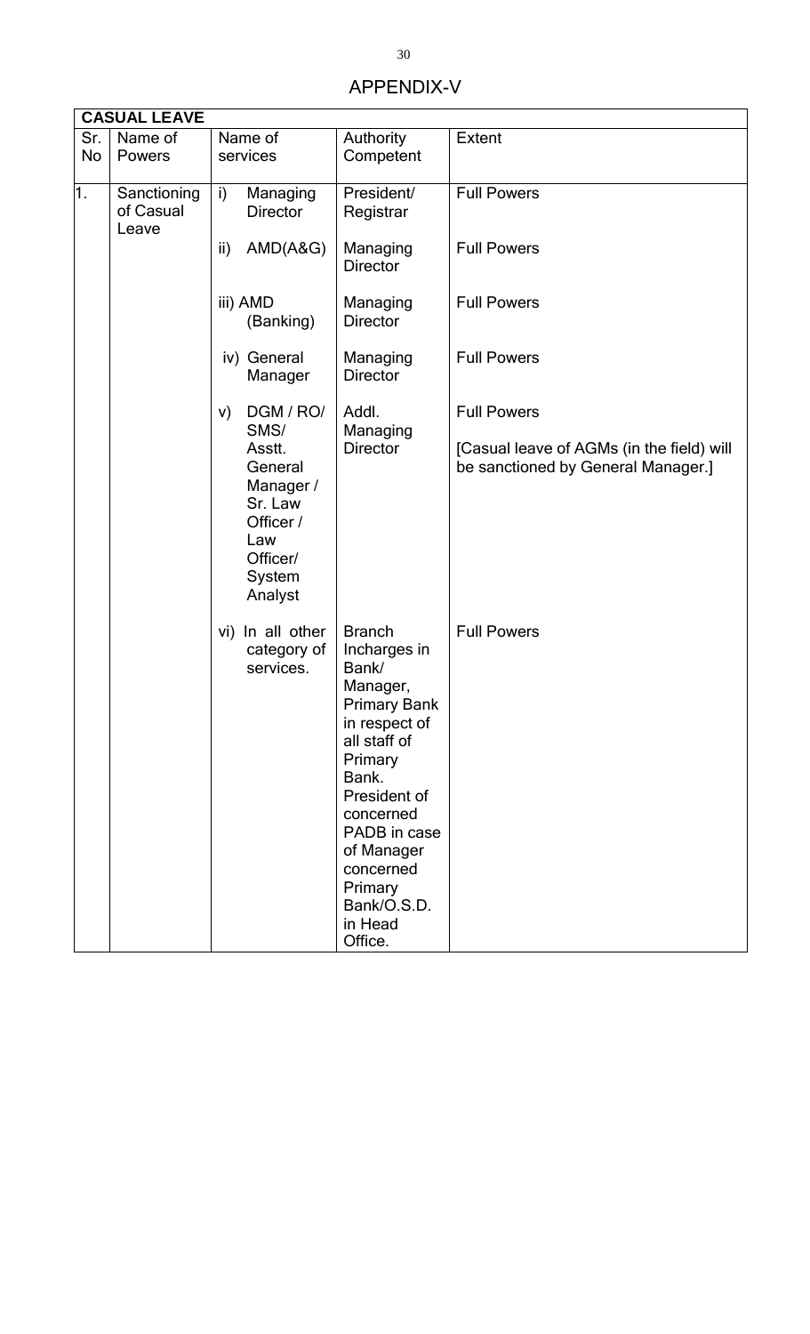# APPENDIX-V

| CASUAL LEAVE | | | | |
|---|---|---|---|---|
| Sr. No | Name of Powers | Name of services | Authority Competent | Extent |
| 1. | Sanctioning of Casual Leave | i) Managing Director | President/ Registrar | Full Powers |
| | | ii) AMD(A&G) | Managing Director | Full Powers |
| | | iii) AMD (Banking) | Managing Director | Full Powers |
| | | iv) General Manager | Managing Director | Full Powers |
| | | v) DGM / RO/ SMS/ Asstt. General Manager / Sr. Law Officer / Law Officer/ System Analyst | Addl. Managing Director | Full Powers<br><br>[Casual leave of AGMs (in the field) will be sanctioned by General Manager.] |
| | | vi) In all other category of services. | Branch Incharges in Bank/ Manager, Primary Bank in respect of all staff of Primary Bank. President of concerned PADB in case of Manager concerned Primary Bank/O.S.D. in Head Office. | Full Powers |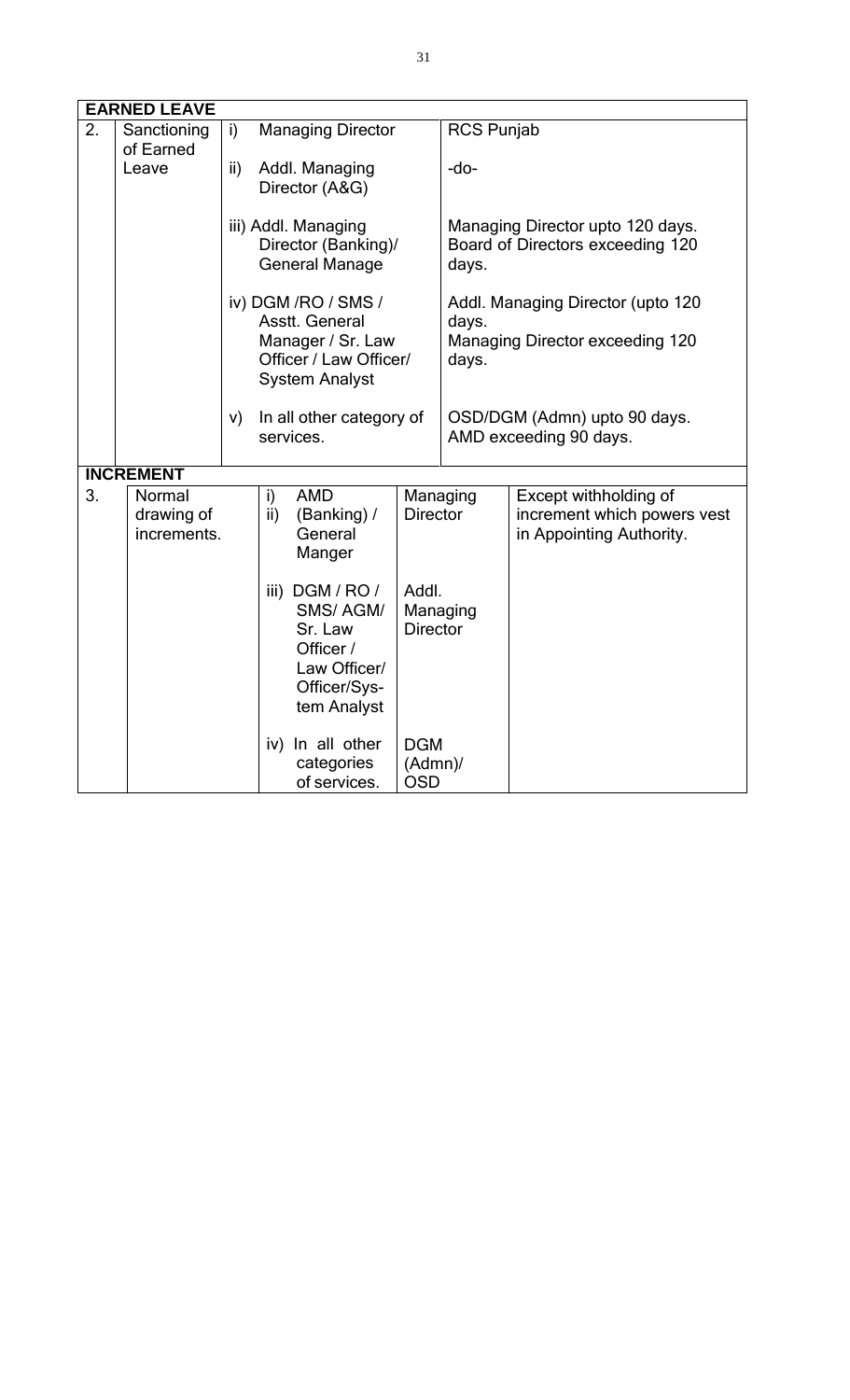| **EARNED LEAVE** | | | |
|---|---|---|---|
| 2. | Sanctioning of Earned Leave | i) Managing Director | RCS Punjab |
| | | ii) Addl. Managing Director (A&G) | -do- |
| | | iii) Addl. Managing Director (Banking)/ General Manage | Managing Director upto 120 days. Board of Directors exceeding 120 days. |
| | | iv) DGM /RO / SMS / Asstt. General Manager / Sr. Law Officer / Law Officer/ System Analyst | Addl. Managing Director (upto 120 days. Managing Director exceeding 120 days. |
| | | v) In all other category of services. | OSD/DGM (Admn) upto 90 days. AMD exceeding 90 days. |

| **INCREMENT** | | | | |
|---|---|---|---|---|
| 3. | Normal drawing of increments. | i) AMD ii) (Banking) / General Manger | Managing Director | Except withholding of increment which powers vest in Appointing Authority. |
| | | iii) DGM / RO / SMS/ AGM/ Sr. Law Officer / Law Officer/ Officer/System Analyst | Addl. Managing Director | |
| | | iv) In all other categories of services. | DGM (Admn)/ OSD | |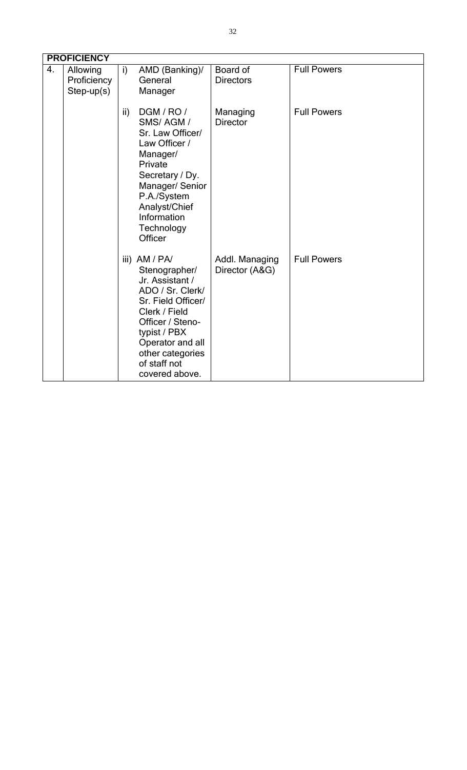| **PROFICIENCY** | | | | |
|---|---|---|---|---|
| 4. | Allowing Proficiency Step-up(s) | i) AMD (Banking)/ General Manager | Board of Directors | Full Powers |
| | | ii) DGM / RO / SMS/ AGM / Sr. Law Officer/ Law Officer / Manager/ Private Secretary / Dy. Manager/ Senior P.A./System Analyst/Chief Information Technology Officer | Managing Director | Full Powers |
| | | iii) AM / PA/ Stenographer/ Jr. Assistant / ADO / Sr. Clerk/ Sr. Field Officer/ Clerk / Field Officer / Steno-typist / PBX Operator and all other categories of staff not covered above. | Addl. Managing Director (A&G) | Full Powers |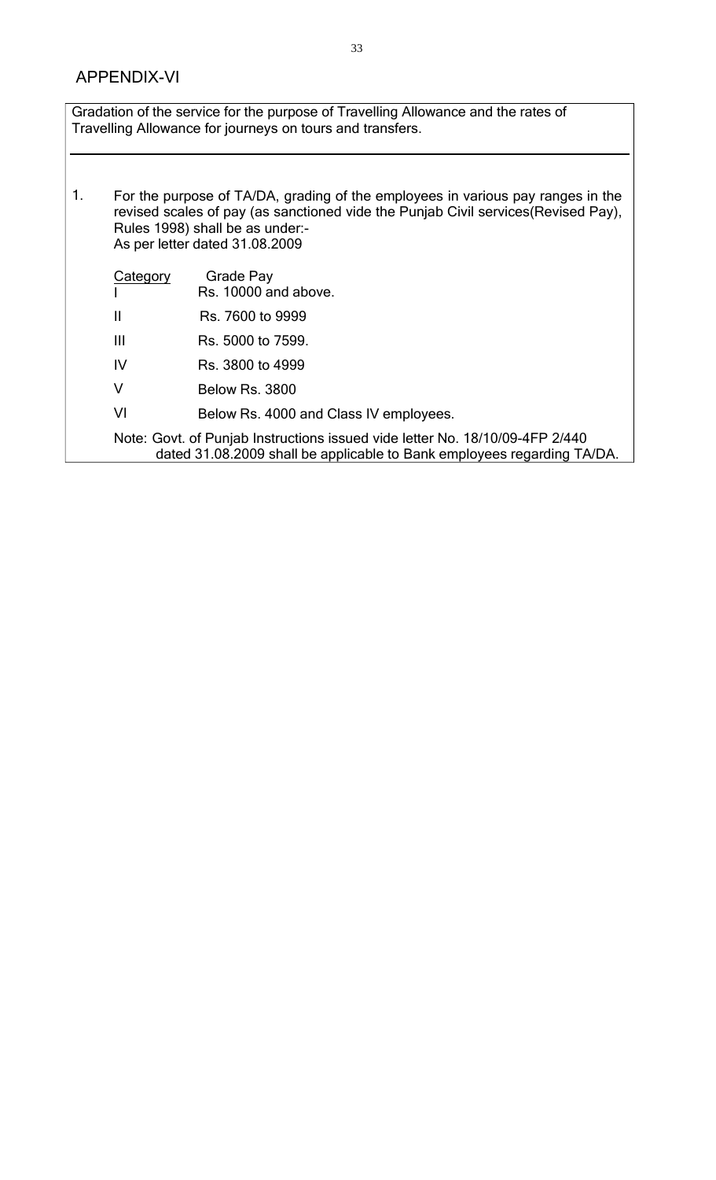## APPENDIX-VI

Gradation of the service for the purpose of Travelling Allowance and the rates of Travelling Allowance for journeys on tours and transfers.

1. For the purpose of TA/DA, grading of the employees in various pay ranges in the revised scales of pay (as sanctioned vide the Punjab Civil services(Revised Pay), Rules 1998) shall be as under:-
   As per letter dated 31.08.2009

| Category | Grade Pay |
|---|---|
| I | Rs. 10000 and above. |
| II | Rs. 7600 to 9999 |
| III | Rs. 5000 to 7599. |
| IV | Rs. 3800 to 4999 |
| V | Below Rs. 3800 |
| VI | Below Rs. 4000 and Class IV employees. |

Note: Govt. of Punjab Instructions issued vide letter No. 18/10/09-4FP 2/440 dated 31.08.2009 shall be applicable to Bank employees regarding TA/DA.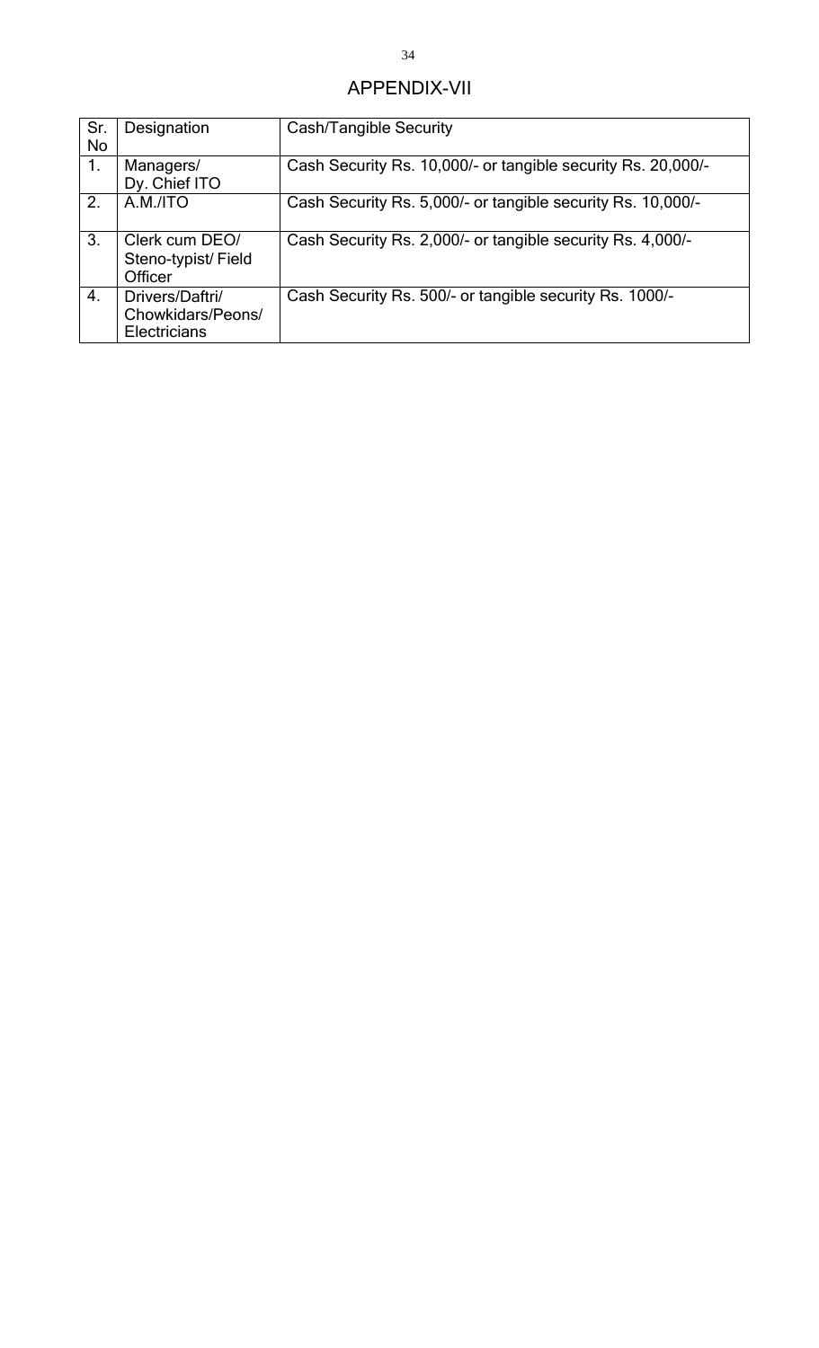# APPENDIX-VII

| Sr. No | Designation | Cash/Tangible Security |
|---|---|---|
| 1. | Managers/ Dy. Chief ITO | Cash Security Rs. 10,000/- or tangible security Rs. 20,000/- |
| 2. | A.M./ITO | Cash Security Rs. 5,000/- or tangible security Rs. 10,000/- |
| 3. | Clerk cum DEO/ Steno-typist/ Field Officer | Cash Security Rs. 2,000/- or tangible security Rs. 4,000/- |
| 4. | Drivers/Daftri/ Chowkidars/Peons/ Electricians | Cash Security Rs. 500/- or tangible security Rs. 1000/- |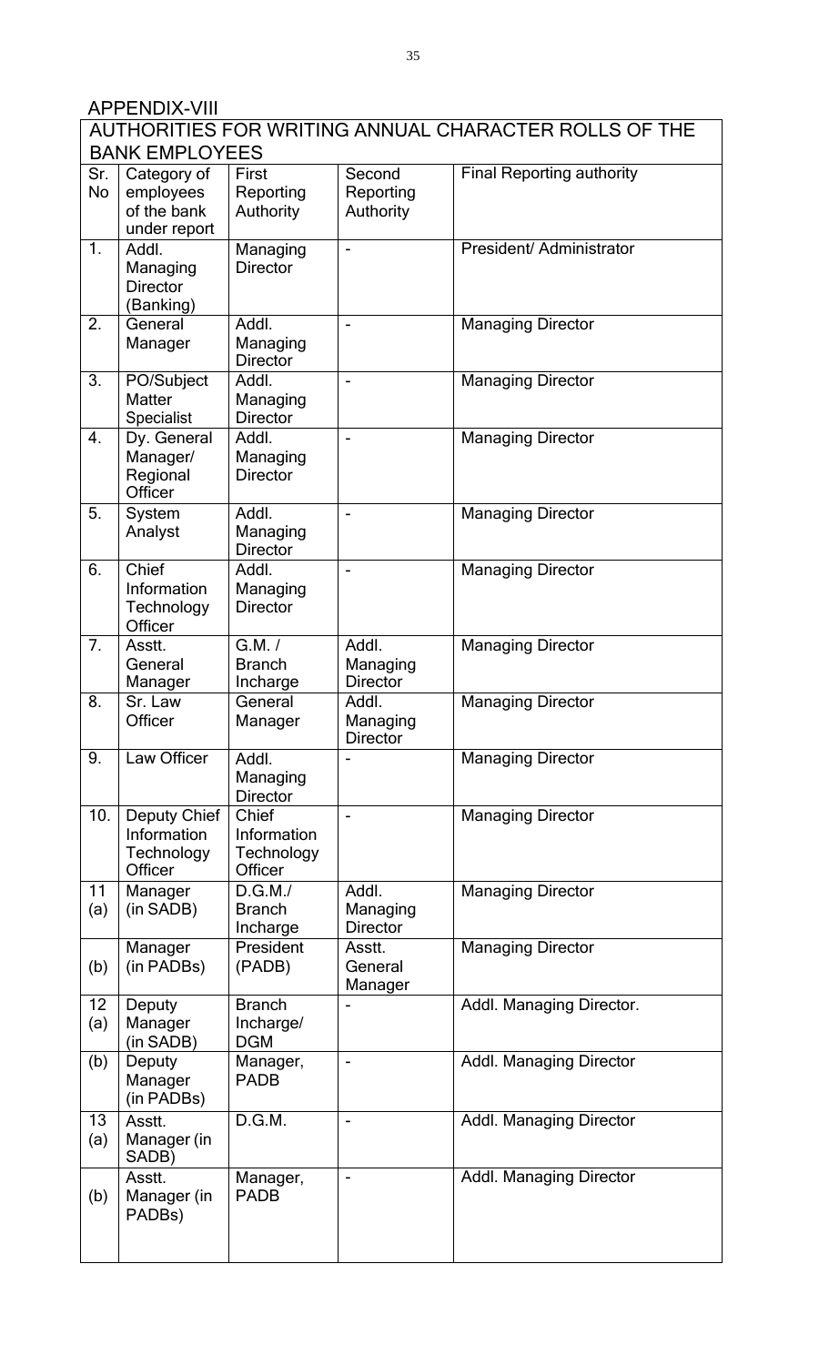## APPENDIX-VIII

| AUTHORITIES FOR WRITING ANNUAL CHARACTER ROLLS OF THE BANK EMPLOYEES | | | | |
|---|---|---|---|---|
| Sr. No | Category of employees of the bank under report | First Reporting Authority | Second Reporting Authority | Final Reporting authority |
| 1. | Addl. Managing Director (Banking) | Managing Director | - | President/ Administrator |
| 2. | General Manager | Addl. Managing Director | - | Managing Director |
| 3. | PO/Subject Matter Specialist | Addl. Managing Director | - | Managing Director |
| 4. | Dy. General Manager/ Regional Officer | Addl. Managing Director | - | Managing Director |
| 5. | System Analyst | Addl. Managing Director | - | Managing Director |
| 6. | Chief Information Technology Officer | Addl. Managing Director | - | Managing Director |
| 7. | Asstt. General Manager | G.M. / Branch Incharge | Addl. Managing Director | Managing Director |
| 8. | Sr. Law Officer | General Manager | Addl. Managing Director | Managing Director |
| 9. | Law Officer | Addl. Managing Director | - | Managing Director |
| 10. | Deputy Chief Information Technology Officer | Chief Information Technology Officer | - | Managing Director |
| 11 (a) | Manager (in SADB) | D.G.M./ Branch Incharge | Addl. Managing Director | Managing Director |
| (b) | Manager (in PADBs) | President (PADB) | Asstt. General Manager | Managing Director |
| 12 (a) | Deputy Manager (in SADB) | Branch Incharge/ DGM | - | Addl. Managing Director. |
| (b) | Deputy Manager (in PADBs) | Manager, PADB | - | Addl. Managing Director |
| 13 (a) | Asstt. Manager (in SADB) | D.G.M. | - | Addl. Managing Director |
| (b) | Asstt. Manager (in PADBs) | Manager, PADB | - | Addl. Managing Director |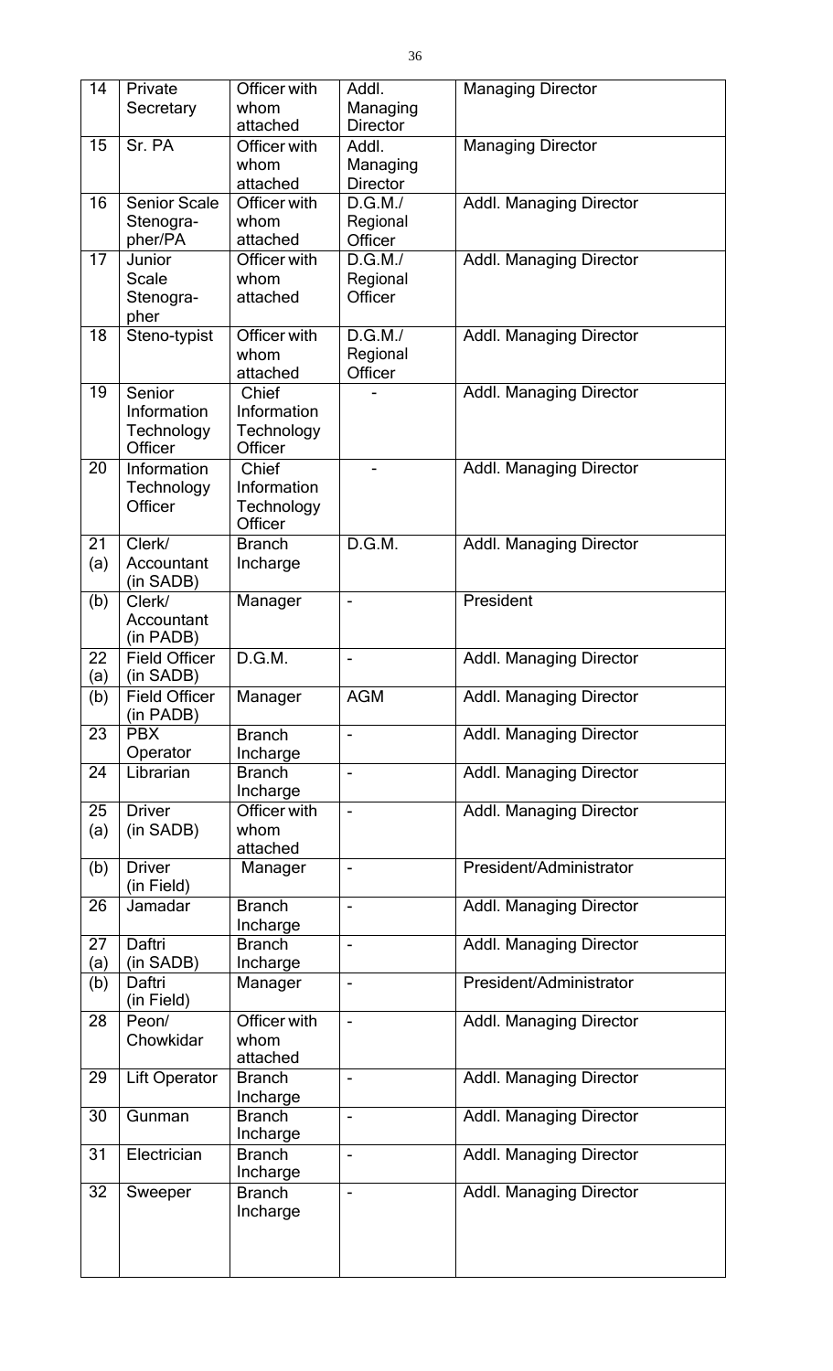| 14 | Private Secretary | Officer with whom attached | Addl. Managing Director | Managing Director |
|---|---|---|---|---|
| 15 | Sr. PA | Officer with whom attached | Addl. Managing Director | Managing Director |
| 16 | Senior Scale Stenographer/PA | Officer with whom attached | D.G.M./ Regional Officer | Addl. Managing Director |
| 17 | Junior Scale Stenographer | Officer with whom attached | D.G.M./ Regional Officer | Addl. Managing Director |
| 18 | Steno-typist | Officer with whom attached | D.G.M./ Regional Officer | Addl. Managing Director |
| 19 | Senior Information Technology Officer | Chief Information Technology Officer | - | Addl. Managing Director |
| 20 | Information Technology Officer | Chief Information Technology Officer | - | Addl. Managing Director |
| 21 (a) | Clerk/ Accountant (in SADB) | Branch Incharge | D.G.M. | Addl. Managing Director |
| (b) | Clerk/ Accountant (in PADB) | Manager | - | President |
| 22 (a) | Field Officer (in SADB) | D.G.M. | - | Addl. Managing Director |
| (b) | Field Officer (in PADB) | Manager | AGM | Addl. Managing Director |
| 23 | PBX Operator | Branch Incharge | - | Addl. Managing Director |
| 24 | Librarian | Branch Incharge | - | Addl. Managing Director |
| 25 (a) | Driver (in SADB) | Officer with whom attached | - | Addl. Managing Director |
| (b) | Driver (in Field) | Manager | - | President/Administrator |
| 26 | Jamadar | Branch Incharge | - | Addl. Managing Director |
| 27 (a) | Daftri (in SADB) | Branch Incharge | - | Addl. Managing Director |
| (b) | Daftri (in Field) | Manager | - | President/Administrator |
| 28 | Peon/ Chowkidar | Officer with whom attached | - | Addl. Managing Director |
| 29 | Lift Operator | Branch Incharge | - | Addl. Managing Director |
| 30 | Gunman | Branch Incharge | - | Addl. Managing Director |
| 31 | Electrician | Branch Incharge | - | Addl. Managing Director |
| 32 | Sweeper | Branch Incharge | - | Addl. Managing Director |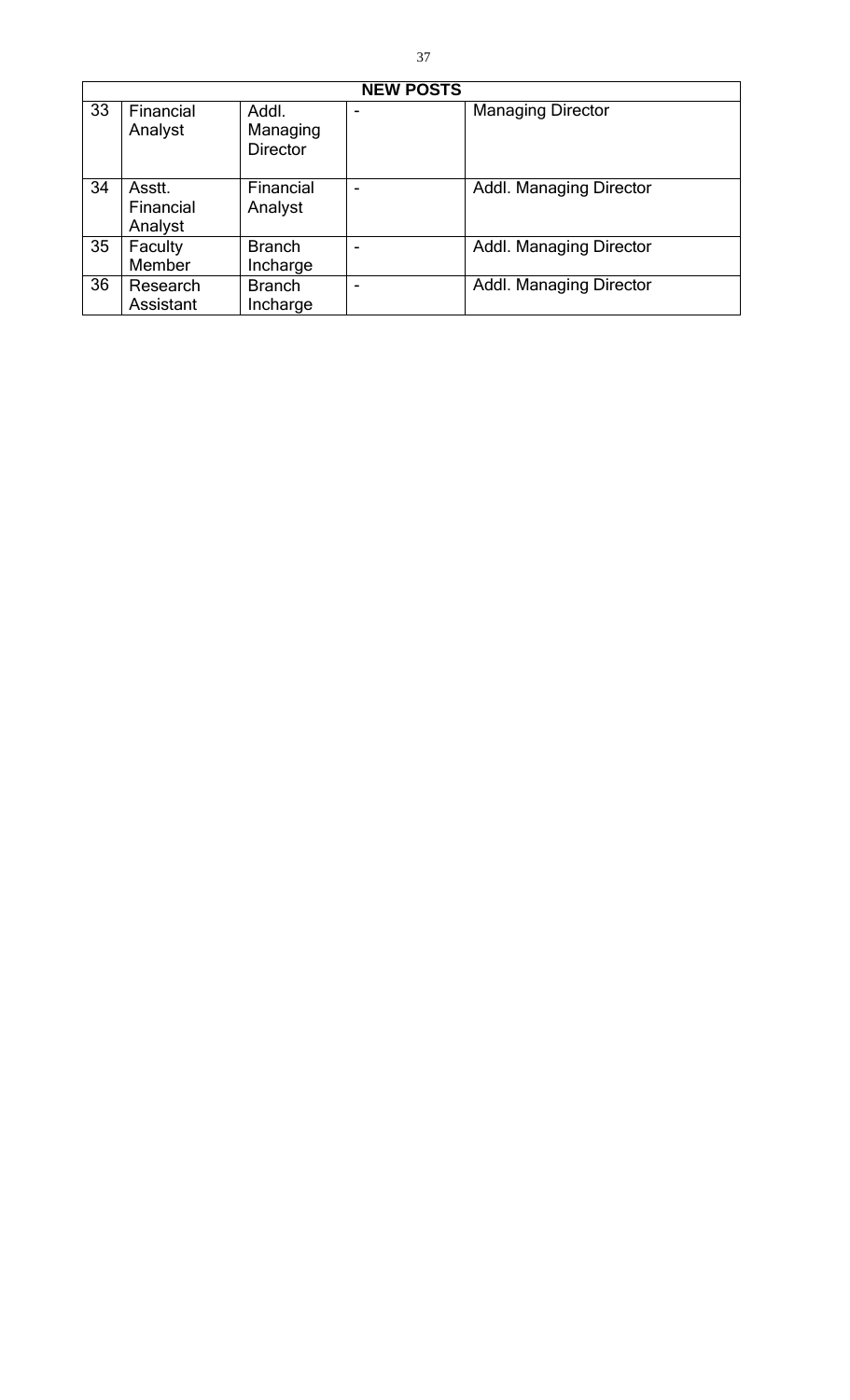| NEW POSTS | | | | |
|---|---|---|---|---|
| 33 | Financial Analyst | Addl. Managing Director | - | Managing Director |
| 34 | Asstt. Financial Analyst | Financial Analyst | - | Addl. Managing Director |
| 35 | Faculty Member | Branch Incharge | - | Addl. Managing Director |
| 36 | Research Assistant | Branch Incharge | - | Addl. Managing Director |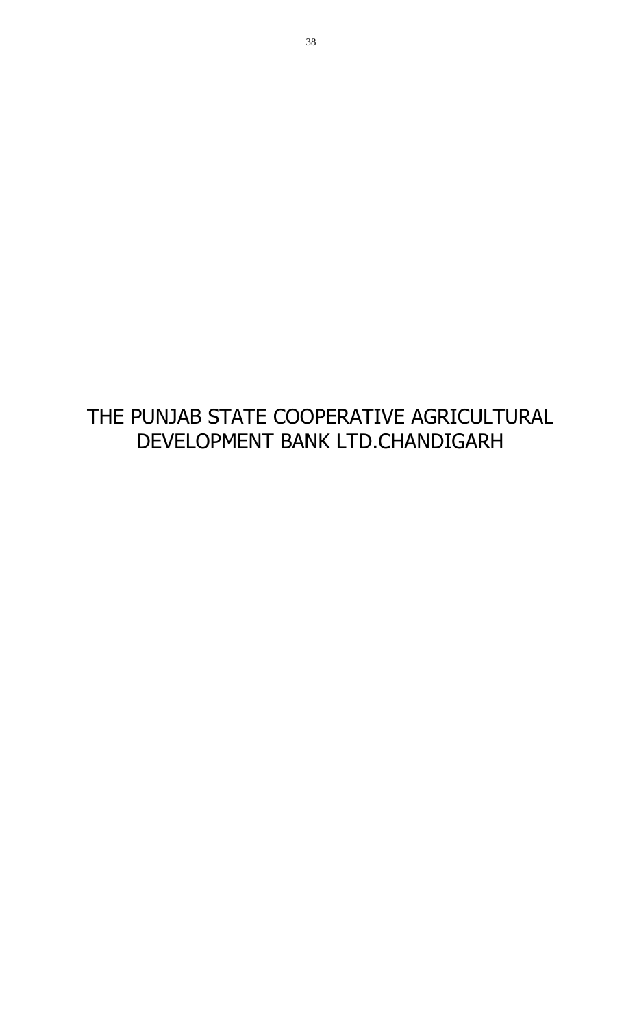# THE PUNJAB STATE COOPERATIVE AGRICULTURAL DEVELOPMENT BANK LTD.CHANDIGARH